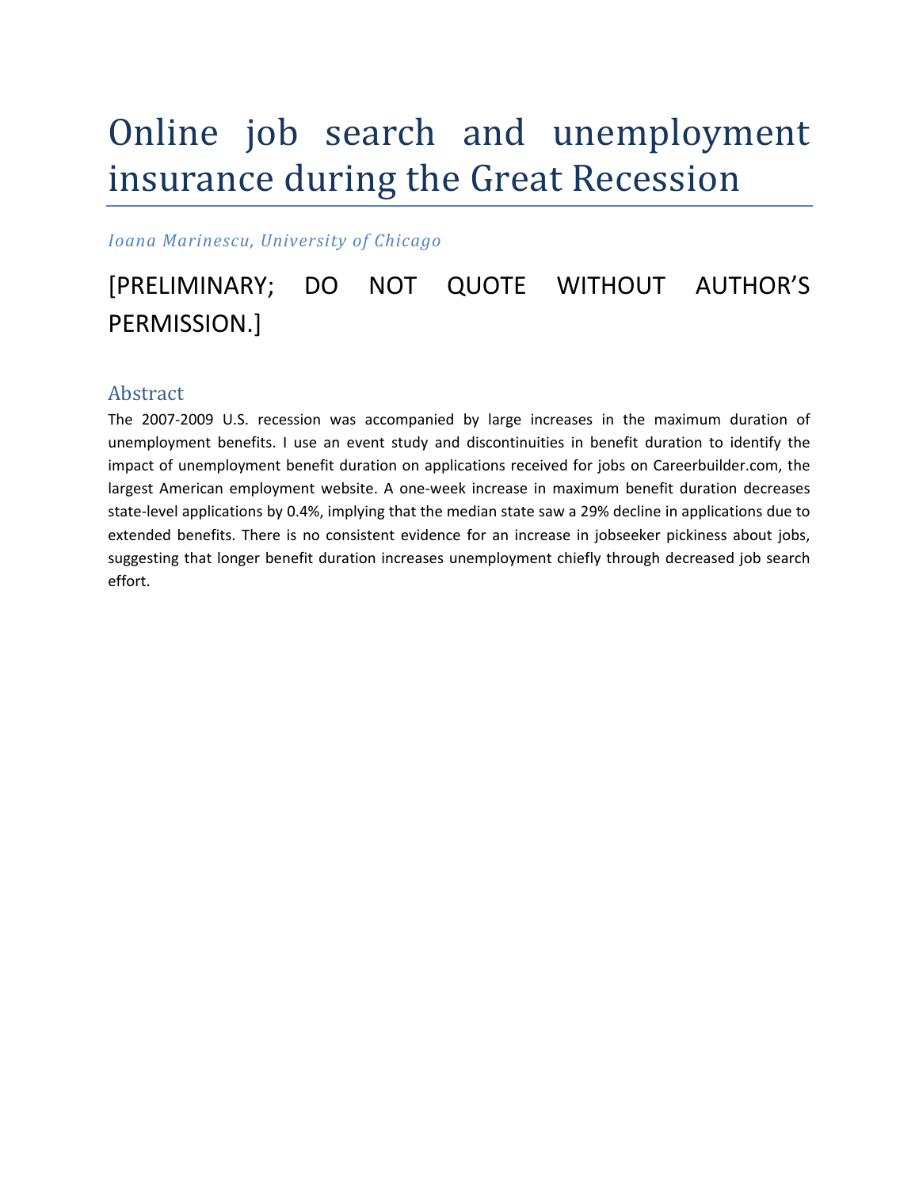# Online job search and unemployment insurance during the Great Recession

*Ioana Marinescu, University of Chicago*

[PRELIMINARY; DO NOT QUOTE WITHOUT AUTHOR'S PERMISSION.]

## Abstract

The 2007-2009 U.S. recession was accompanied by large increases in the maximum duration of unemployment benefits. I use an event study and discontinuities in benefit duration to identify the impact of unemployment benefit duration on applications received for jobs on Careerbuilder.com, the largest American employment website. A one-week increase in maximum benefit duration decreases state-level applications by 0.4%, implying that the median state saw a 29% decline in applications due to extended benefits. There is no consistent evidence for an increase in jobseeker pickiness about jobs, suggesting that longer benefit duration increases unemployment chiefly through decreased job search effort.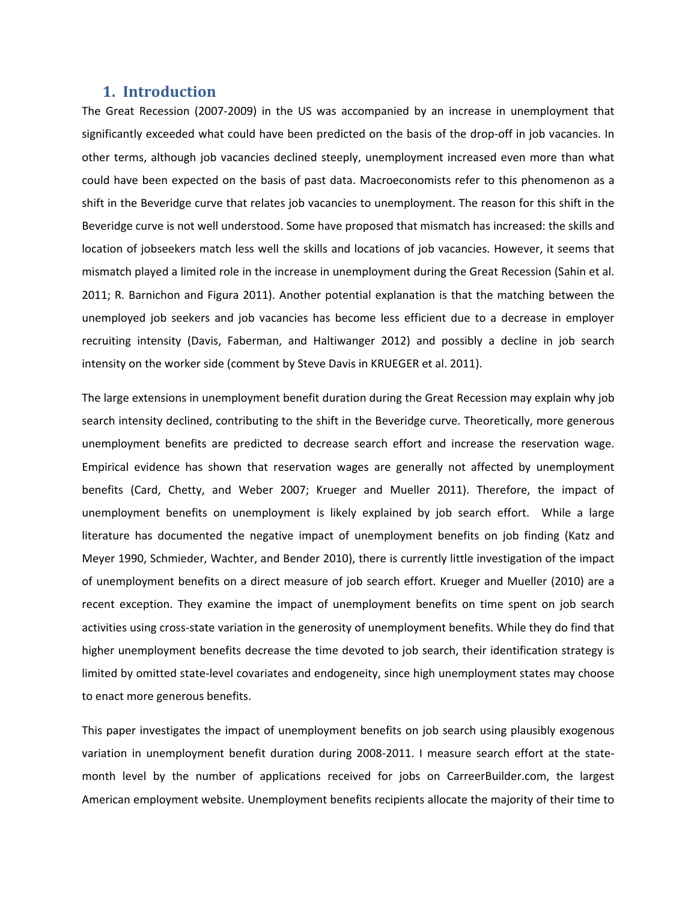## 1. Introduction

The Great Recession (2007-2009) in the US was accompanied by an increase in unemployment that significantly exceeded what could have been predicted on the basis of the drop-off in job vacancies. In other terms, although job vacancies declined steeply, unemployment increased even more than what could have been expected on the basis of past data. Macroeconomists refer to this phenomenon as a shift in the Beveridge curve that relates job vacancies to unemployment. The reason for this shift in the Beveridge curve is not well understood. Some have proposed that mismatch has increased: the skills and location of jobseekers match less well the skills and locations of job vacancies. However, it seems that mismatch played a limited role in the increase in unemployment during the Great Recession (Sahin et al. 2011; R. Barnichon and Figura 2011). Another potential explanation is that the matching between the unemployed job seekers and job vacancies has become less efficient due to a decrease in employer recruiting intensity (Davis, Faberman, and Haltiwanger 2012) and possibly a decline in job search intensity on the worker side (comment by Steve Davis in KRUEGER et al. 2011).

The large extensions in unemployment benefit duration during the Great Recession may explain why job search intensity declined, contributing to the shift in the Beveridge curve. Theoretically, more generous unemployment benefits are predicted to decrease search effort and increase the reservation wage. Empirical evidence has shown that reservation wages are generally not affected by unemployment benefits (Card, Chetty, and Weber 2007; Krueger and Mueller 2011). Therefore, the impact of unemployment benefits on unemployment is likely explained by job search effort. While a large literature has documented the negative impact of unemployment benefits on job finding (Katz and Meyer 1990, Schmieder, Wachter, and Bender 2010), there is currently little investigation of the impact of unemployment benefits on a direct measure of job search effort. Krueger and Mueller (2010) are a recent exception. They examine the impact of unemployment benefits on time spent on job search activities using cross-state variation in the generosity of unemployment benefits. While they do find that higher unemployment benefits decrease the time devoted to job search, their identification strategy is limited by omitted state-level covariates and endogeneity, since high unemployment states may choose to enact more generous benefits.

This paper investigates the impact of unemployment benefits on job search using plausibly exogenous variation in unemployment benefit duration during 2008-2011. I measure search effort at the state-month level by the number of applications received for jobs on CarreerBuilder.com, the largest American employment website. Unemployment benefits recipients allocate the majority of their time to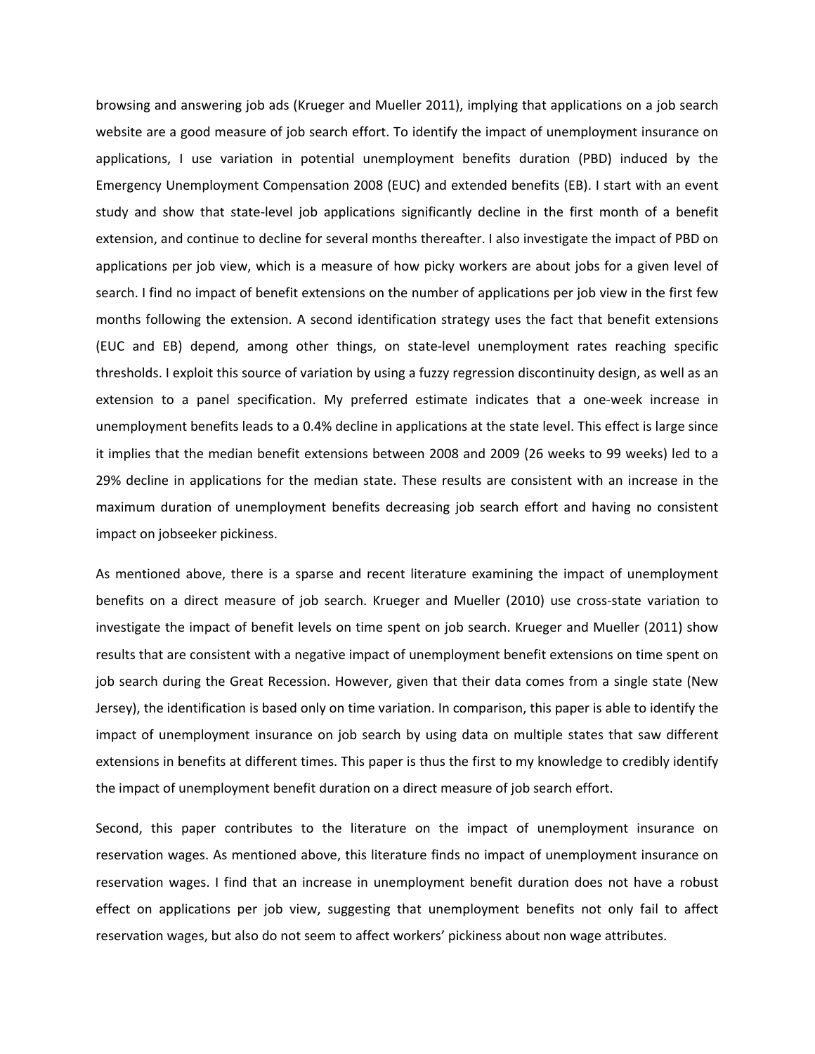browsing and answering job ads (Krueger and Mueller 2011), implying that applications on a job search website are a good measure of job search effort. To identify the impact of unemployment insurance on applications, I use variation in potential unemployment benefits duration (PBD) induced by the Emergency Unemployment Compensation 2008 (EUC) and extended benefits (EB). I start with an event study and show that state-level job applications significantly decline in the first month of a benefit extension, and continue to decline for several months thereafter. I also investigate the impact of PBD on applications per job view, which is a measure of how picky workers are about jobs for a given level of search. I find no impact of benefit extensions on the number of applications per job view in the first few months following the extension. A second identification strategy uses the fact that benefit extensions (EUC and EB) depend, among other things, on state-level unemployment rates reaching specific thresholds. I exploit this source of variation by using a fuzzy regression discontinuity design, as well as an extension to a panel specification. My preferred estimate indicates that a one-week increase in unemployment benefits leads to a 0.4% decline in applications at the state level. This effect is large since it implies that the median benefit extensions between 2008 and 2009 (26 weeks to 99 weeks) led to a 29% decline in applications for the median state. These results are consistent with an increase in the maximum duration of unemployment benefits decreasing job search effort and having no consistent impact on jobseeker pickiness.

As mentioned above, there is a sparse and recent literature examining the impact of unemployment benefits on a direct measure of job search. Krueger and Mueller (2010) use cross-state variation to investigate the impact of benefit levels on time spent on job search. Krueger and Mueller (2011) show results that are consistent with a negative impact of unemployment benefit extensions on time spent on job search during the Great Recession. However, given that their data comes from a single state (New Jersey), the identification is based only on time variation. In comparison, this paper is able to identify the impact of unemployment insurance on job search by using data on multiple states that saw different extensions in benefits at different times. This paper is thus the first to my knowledge to credibly identify the impact of unemployment benefit duration on a direct measure of job search effort.

Second, this paper contributes to the literature on the impact of unemployment insurance on reservation wages. As mentioned above, this literature finds no impact of unemployment insurance on reservation wages. I find that an increase in unemployment benefit duration does not have a robust effect on applications per job view, suggesting that unemployment benefits not only fail to affect reservation wages, but also do not seem to affect workers' pickiness about non wage attributes.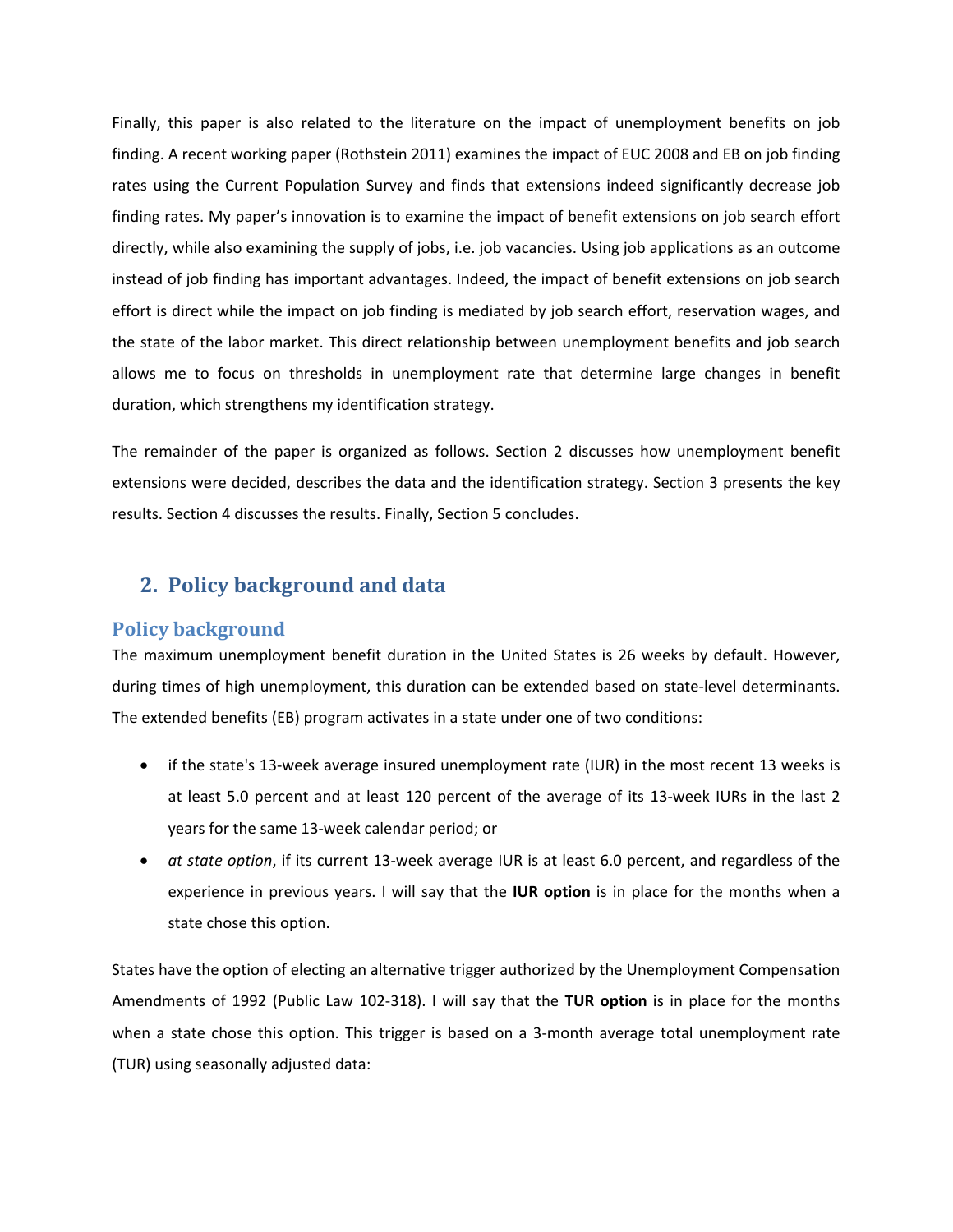Finally, this paper is also related to the literature on the impact of unemployment benefits on job finding. A recent working paper (Rothstein 2011) examines the impact of EUC 2008 and EB on job finding rates using the Current Population Survey and finds that extensions indeed significantly decrease job finding rates. My paper's innovation is to examine the impact of benefit extensions on job search effort directly, while also examining the supply of jobs, i.e. job vacancies. Using job applications as an outcome instead of job finding has important advantages. Indeed, the impact of benefit extensions on job search effort is direct while the impact on job finding is mediated by job search effort, reservation wages, and the state of the labor market. This direct relationship between unemployment benefits and job search allows me to focus on thresholds in unemployment rate that determine large changes in benefit duration, which strengthens my identification strategy.

The remainder of the paper is organized as follows. Section 2 discusses how unemployment benefit extensions were decided, describes the data and the identification strategy. Section 3 presents the key results. Section 4 discusses the results. Finally, Section 5 concludes.

## 2. Policy background and data

### Policy background

The maximum unemployment benefit duration in the United States is 26 weeks by default. However, during times of high unemployment, this duration can be extended based on state-level determinants. The extended benefits (EB) program activates in a state under one of two conditions:

- if the state's 13-week average insured unemployment rate (IUR) in the most recent 13 weeks is at least 5.0 percent and at least 120 percent of the average of its 13-week IURs in the last 2 years for the same 13-week calendar period; or
- *at state option*, if its current 13-week average IUR is at least 6.0 percent, and regardless of the experience in previous years. I will say that the **IUR option** is in place for the months when a state chose this option.

States have the option of electing an alternative trigger authorized by the Unemployment Compensation Amendments of 1992 (Public Law 102-318). I will say that the **TUR option** is in place for the months when a state chose this option. This trigger is based on a 3-month average total unemployment rate (TUR) using seasonally adjusted data: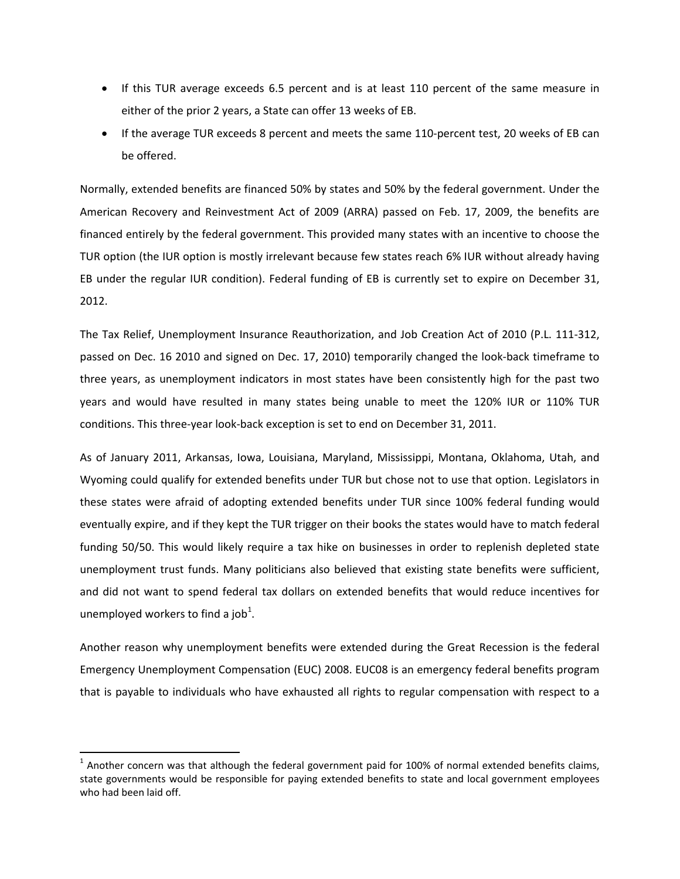- If this TUR average exceeds 6.5 percent and is at least 110 percent of the same measure in either of the prior 2 years, a State can offer 13 weeks of EB.
- If the average TUR exceeds 8 percent and meets the same 110-percent test, 20 weeks of EB can be offered.

Normally, extended benefits are financed 50% by states and 50% by the federal government. Under the American Recovery and Reinvestment Act of 2009 (ARRA) passed on Feb. 17, 2009, the benefits are financed entirely by the federal government. This provided many states with an incentive to choose the TUR option (the IUR option is mostly irrelevant because few states reach 6% IUR without already having EB under the regular IUR condition). Federal funding of EB is currently set to expire on December 31, 2012.

The Tax Relief, Unemployment Insurance Reauthorization, and Job Creation Act of 2010 (P.L. 111-312, passed on Dec. 16 2010 and signed on Dec. 17, 2010) temporarily changed the look-back timeframe to three years, as unemployment indicators in most states have been consistently high for the past two years and would have resulted in many states being unable to meet the 120% IUR or 110% TUR conditions. This three-year look-back exception is set to end on December 31, 2011.

As of January 2011, Arkansas, Iowa, Louisiana, Maryland, Mississippi, Montana, Oklahoma, Utah, and Wyoming could qualify for extended benefits under TUR but chose not to use that option. Legislators in these states were afraid of adopting extended benefits under TUR since 100% federal funding would eventually expire, and if they kept the TUR trigger on their books the states would have to match federal funding 50/50. This would likely require a tax hike on businesses in order to replenish depleted state unemployment trust funds. Many politicians also believed that existing state benefits were sufficient, and did not want to spend federal tax dollars on extended benefits that would reduce incentives for unemployed workers to find a job[1].

Another reason why unemployment benefits were extended during the Great Recession is the federal Emergency Unemployment Compensation (EUC) 2008. EUC08 is an emergency federal benefits program that is payable to individuals who have exhausted all rights to regular compensation with respect to a

[1] Another concern was that although the federal government paid for 100% of normal extended benefits claims, state governments would be responsible for paying extended benefits to state and local government employees who had been laid off.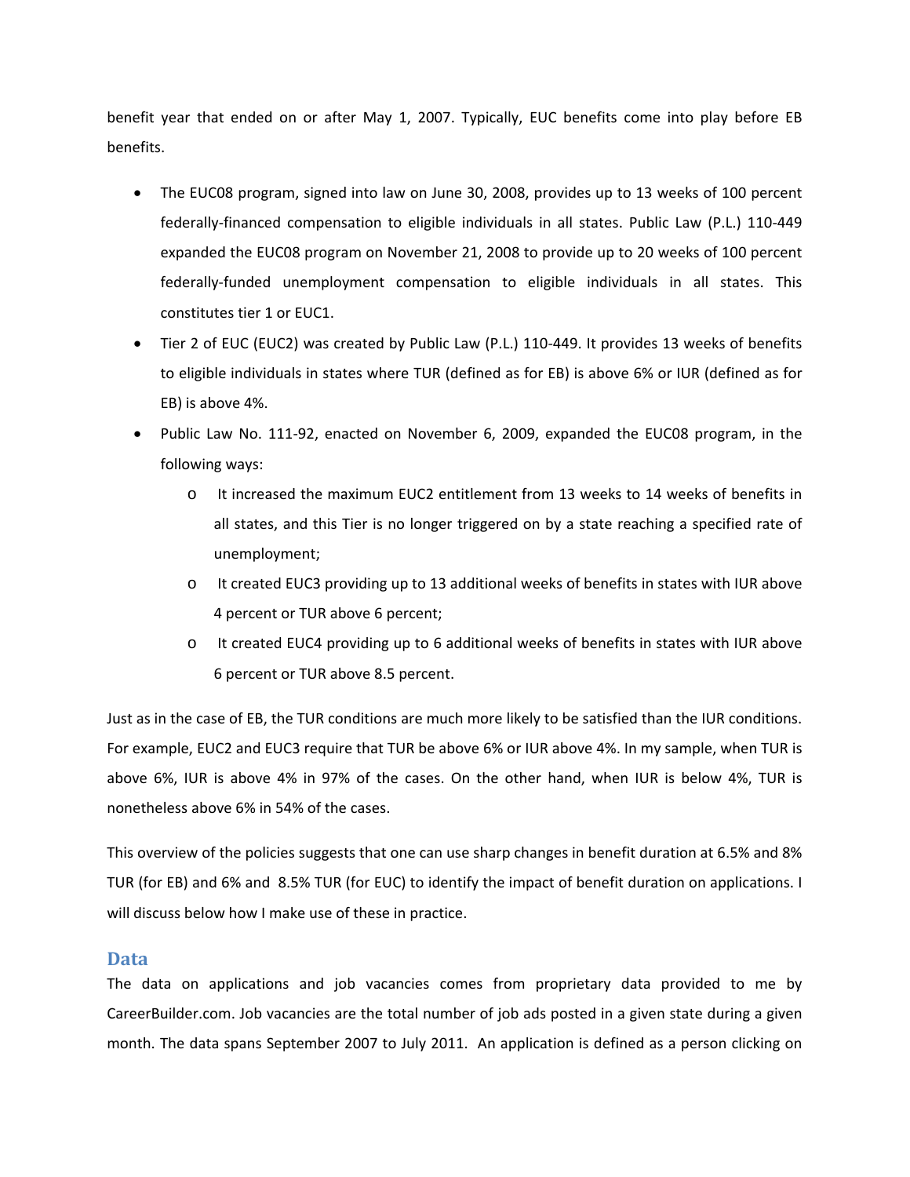benefit year that ended on or after May 1, 2007. Typically, EUC benefits come into play before EB benefits.

- The EUC08 program, signed into law on June 30, 2008, provides up to 13 weeks of 100 percent federally-financed compensation to eligible individuals in all states. Public Law (P.L.) 110-449 expanded the EUC08 program on November 21, 2008 to provide up to 20 weeks of 100 percent federally-funded unemployment compensation to eligible individuals in all states. This constitutes tier 1 or EUC1.
- Tier 2 of EUC (EUC2) was created by Public Law (P.L.) 110-449. It provides 13 weeks of benefits to eligible individuals in states where TUR (defined as for EB) is above 6% or IUR (defined as for EB) is above 4%.
- Public Law No. 111-92, enacted on November 6, 2009, expanded the EUC08 program, in the following ways:
    - It increased the maximum EUC2 entitlement from 13 weeks to 14 weeks of benefits in all states, and this Tier is no longer triggered on by a state reaching a specified rate of unemployment;
    - It created EUC3 providing up to 13 additional weeks of benefits in states with IUR above 4 percent or TUR above 6 percent;
    - It created EUC4 providing up to 6 additional weeks of benefits in states with IUR above 6 percent or TUR above 8.5 percent.

Just as in the case of EB, the TUR conditions are much more likely to be satisfied than the IUR conditions. For example, EUC2 and EUC3 require that TUR be above 6% or IUR above 4%. In my sample, when TUR is above 6%, IUR is above 4% in 97% of the cases. On the other hand, when IUR is below 4%, TUR is nonetheless above 6% in 54% of the cases.

This overview of the policies suggests that one can use sharp changes in benefit duration at 6.5% and 8% TUR (for EB) and 6% and 8.5% TUR (for EUC) to identify the impact of benefit duration on applications. I will discuss below how I make use of these in practice.

## Data

The data on applications and job vacancies comes from proprietary data provided to me by CareerBuilder.com. Job vacancies are the total number of job ads posted in a given state during a given month. The data spans September 2007 to July 2011. An application is defined as a person clicking on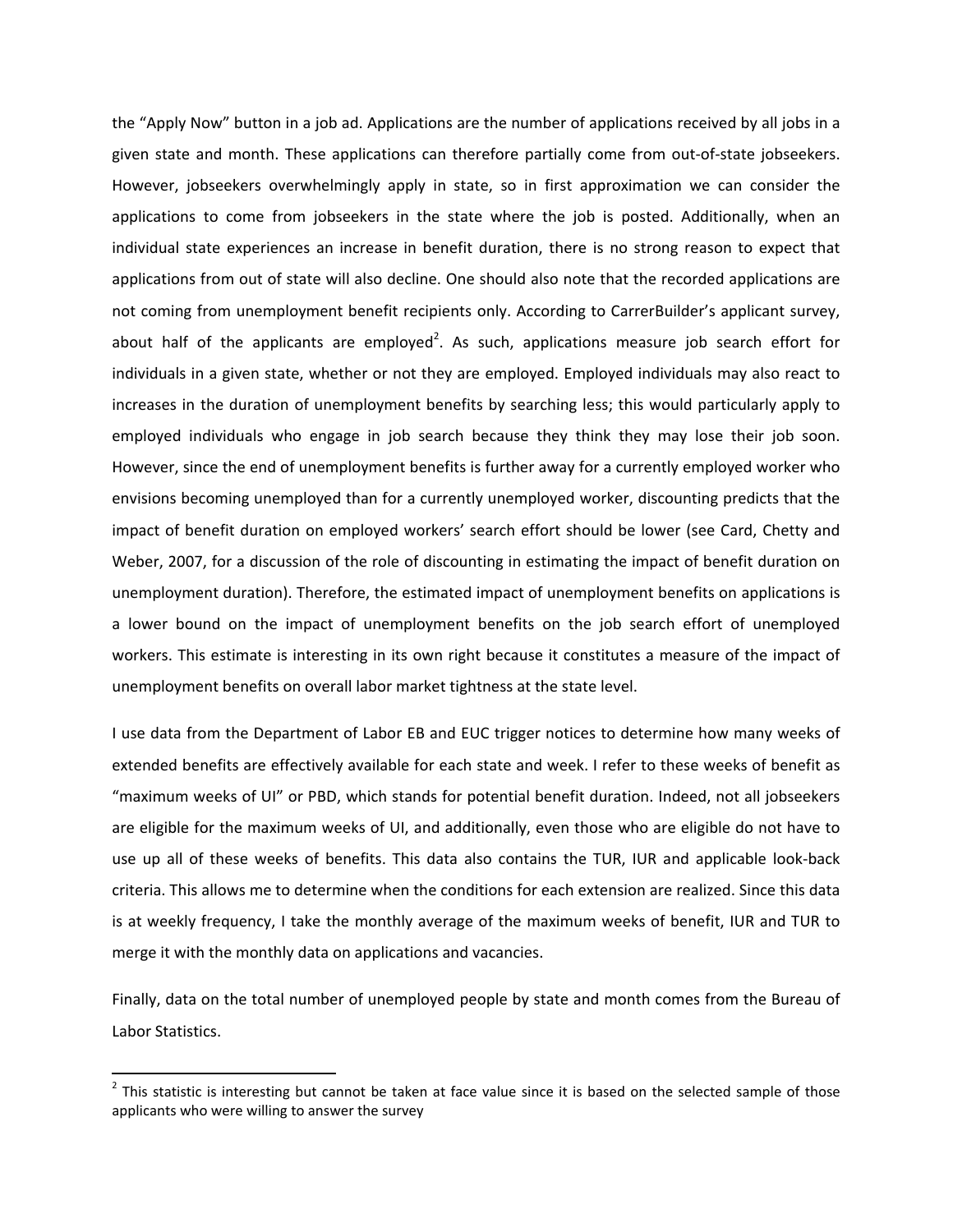the "Apply Now" button in a job ad. Applications are the number of applications received by all jobs in a given state and month. These applications can therefore partially come from out-of-state jobseekers. However, jobseekers overwhelmingly apply in state, so in first approximation we can consider the applications to come from jobseekers in the state where the job is posted. Additionally, when an individual state experiences an increase in benefit duration, there is no strong reason to expect that applications from out of state will also decline. One should also note that the recorded applications are not coming from unemployment benefit recipients only. According to CarrerBuilder's applicant survey, about half of the applicants are employed[2]. As such, applications measure job search effort for individuals in a given state, whether or not they are employed. Employed individuals may also react to increases in the duration of unemployment benefits by searching less; this would particularly apply to employed individuals who engage in job search because they think they may lose their job soon. However, since the end of unemployment benefits is further away for a currently employed worker who envisions becoming unemployed than for a currently unemployed worker, discounting predicts that the impact of benefit duration on employed workers' search effort should be lower (see Card, Chetty and Weber, 2007, for a discussion of the role of discounting in estimating the impact of benefit duration on unemployment duration). Therefore, the estimated impact of unemployment benefits on applications is a lower bound on the impact of unemployment benefits on the job search effort of unemployed workers. This estimate is interesting in its own right because it constitutes a measure of the impact of unemployment benefits on overall labor market tightness at the state level.

I use data from the Department of Labor EB and EUC trigger notices to determine how many weeks of extended benefits are effectively available for each state and week. I refer to these weeks of benefit as "maximum weeks of UI" or PBD, which stands for potential benefit duration. Indeed, not all jobseekers are eligible for the maximum weeks of UI, and additionally, even those who are eligible do not have to use up all of these weeks of benefits. This data also contains the TUR, IUR and applicable look-back criteria. This allows me to determine when the conditions for each extension are realized. Since this data is at weekly frequency, I take the monthly average of the maximum weeks of benefit, IUR and TUR to merge it with the monthly data on applications and vacancies.

Finally, data on the total number of unemployed people by state and month comes from the Bureau of Labor Statistics.

[2] This statistic is interesting but cannot be taken at face value since it is based on the selected sample of those applicants who were willing to answer the survey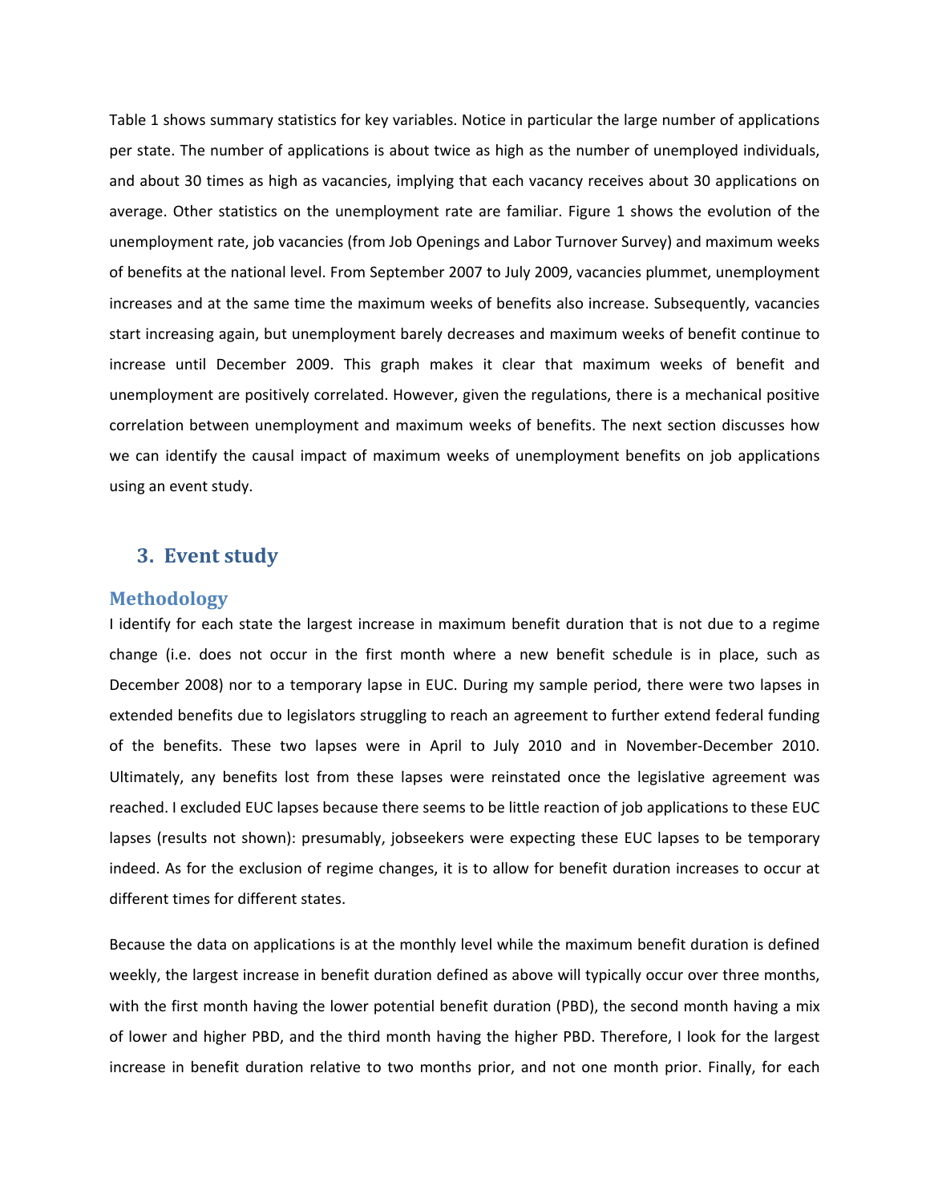Table 1 shows summary statistics for key variables. Notice in particular the large number of applications per state. The number of applications is about twice as high as the number of unemployed individuals, and about 30 times as high as vacancies, implying that each vacancy receives about 30 applications on average. Other statistics on the unemployment rate are familiar. Figure 1 shows the evolution of the unemployment rate, job vacancies (from Job Openings and Labor Turnover Survey) and maximum weeks of benefits at the national level. From September 2007 to July 2009, vacancies plummet, unemployment increases and at the same time the maximum weeks of benefits also increase. Subsequently, vacancies start increasing again, but unemployment barely decreases and maximum weeks of benefit continue to increase until December 2009. This graph makes it clear that maximum weeks of benefit and unemployment are positively correlated. However, given the regulations, there is a mechanical positive correlation between unemployment and maximum weeks of benefits. The next section discusses how we can identify the causal impact of maximum weeks of unemployment benefits on job applications using an event study.

## 3. Event study

### Methodology

I identify for each state the largest increase in maximum benefit duration that is not due to a regime change (i.e. does not occur in the first month where a new benefit schedule is in place, such as December 2008) nor to a temporary lapse in EUC. During my sample period, there were two lapses in extended benefits due to legislators struggling to reach an agreement to further extend federal funding of the benefits. These two lapses were in April to July 2010 and in November-December 2010. Ultimately, any benefits lost from these lapses were reinstated once the legislative agreement was reached. I excluded EUC lapses because there seems to be little reaction of job applications to these EUC lapses (results not shown): presumably, jobseekers were expecting these EUC lapses to be temporary indeed. As for the exclusion of regime changes, it is to allow for benefit duration increases to occur at different times for different states.

Because the data on applications is at the monthly level while the maximum benefit duration is defined weekly, the largest increase in benefit duration defined as above will typically occur over three months, with the first month having the lower potential benefit duration (PBD), the second month having a mix of lower and higher PBD, and the third month having the higher PBD. Therefore, I look for the largest increase in benefit duration relative to two months prior, and not one month prior. Finally, for each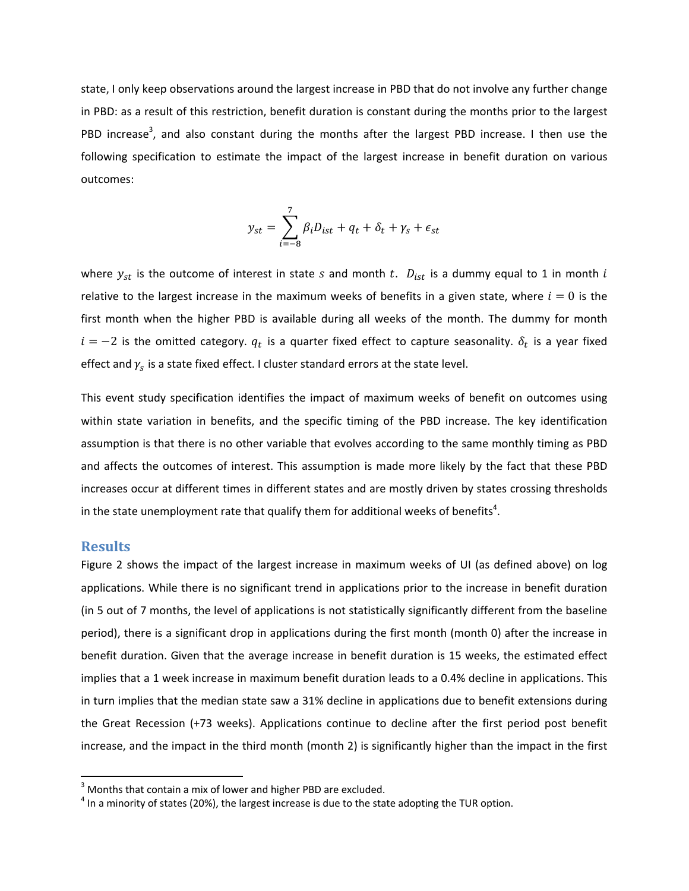state, I only keep observations around the largest increase in PBD that do not involve any further change in PBD: as a result of this restriction, benefit duration is constant during the months prior to the largest PBD increase[3], and also constant during the months after the largest PBD increase. I then use the following specification to estimate the impact of the largest increase in benefit duration on various outcomes:

$$y_{st} = \sum_{i=-8}^{7} \beta_i D_{ist} + q_t + \delta_t + \gamma_s + \epsilon_{st}$$

where $y_{st}$ is the outcome of interest in state $s$ and month $t$. $D_{ist}$ is a dummy equal to 1 in month $i$ relative to the largest increase in the maximum weeks of benefits in a given state, where $i = 0$ is the first month when the higher PBD is available during all weeks of the month. The dummy for month $i = -2$ is the omitted category. $q_t$ is a quarter fixed effect to capture seasonality. $\delta_t$ is a year fixed effect and $\gamma_s$ is a state fixed effect. I cluster standard errors at the state level.

This event study specification identifies the impact of maximum weeks of benefit on outcomes using within state variation in benefits, and the specific timing of the PBD increase. The key identification assumption is that there is no other variable that evolves according to the same monthly timing as PBD and affects the outcomes of interest. This assumption is made more likely by the fact that these PBD increases occur at different times in different states and are mostly driven by states crossing thresholds in the state unemployment rate that qualify them for additional weeks of benefits[4].

## Results

Figure 2 shows the impact of the largest increase in maximum weeks of UI (as defined above) on log applications. While there is no significant trend in applications prior to the increase in benefit duration (in 5 out of 7 months, the level of applications is not statistically significantly different from the baseline period), there is a significant drop in applications during the first month (month 0) after the increase in benefit duration. Given that the average increase in benefit duration is 15 weeks, the estimated effect implies that a 1 week increase in maximum benefit duration leads to a 0.4% decline in applications. This in turn implies that the median state saw a 31% decline in applications due to benefit extensions during the Great Recession (+73 weeks). Applications continue to decline after the first period post benefit increase, and the impact in the third month (month 2) is significantly higher than the impact in the first

[3] Months that contain a mix of lower and higher PBD are excluded.

[4] In a minority of states (20%), the largest increase is due to the state adopting the TUR option.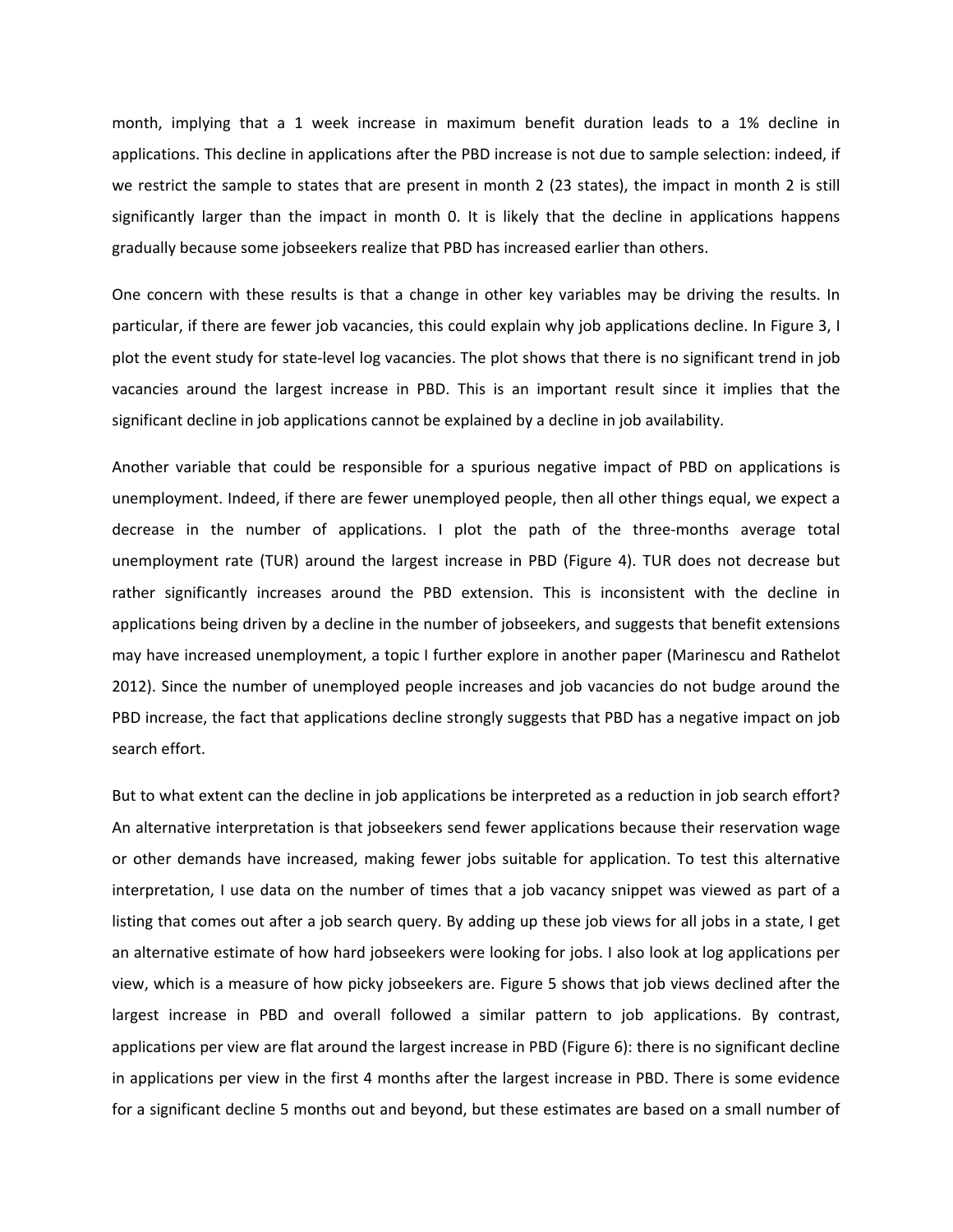month, implying that a 1 week increase in maximum benefit duration leads to a 1% decline in applications. This decline in applications after the PBD increase is not due to sample selection: indeed, if we restrict the sample to states that are present in month 2 (23 states), the impact in month 2 is still significantly larger than the impact in month 0. It is likely that the decline in applications happens gradually because some jobseekers realize that PBD has increased earlier than others.

One concern with these results is that a change in other key variables may be driving the results. In particular, if there are fewer job vacancies, this could explain why job applications decline. In Figure 3, I plot the event study for state-level log vacancies. The plot shows that there is no significant trend in job vacancies around the largest increase in PBD. This is an important result since it implies that the significant decline in job applications cannot be explained by a decline in job availability.

Another variable that could be responsible for a spurious negative impact of PBD on applications is unemployment. Indeed, if there are fewer unemployed people, then all other things equal, we expect a decrease in the number of applications. I plot the path of the three-months average total unemployment rate (TUR) around the largest increase in PBD (Figure 4). TUR does not decrease but rather significantly increases around the PBD extension. This is inconsistent with the decline in applications being driven by a decline in the number of jobseekers, and suggests that benefit extensions may have increased unemployment, a topic I further explore in another paper (Marinescu and Rathelot 2012). Since the number of unemployed people increases and job vacancies do not budge around the PBD increase, the fact that applications decline strongly suggests that PBD has a negative impact on job search effort.

But to what extent can the decline in job applications be interpreted as a reduction in job search effort? An alternative interpretation is that jobseekers send fewer applications because their reservation wage or other demands have increased, making fewer jobs suitable for application. To test this alternative interpretation, I use data on the number of times that a job vacancy snippet was viewed as part of a listing that comes out after a job search query. By adding up these job views for all jobs in a state, I get an alternative estimate of how hard jobseekers were looking for jobs. I also look at log applications per view, which is a measure of how picky jobseekers are. Figure 5 shows that job views declined after the largest increase in PBD and overall followed a similar pattern to job applications. By contrast, applications per view are flat around the largest increase in PBD (Figure 6): there is no significant decline in applications per view in the first 4 months after the largest increase in PBD. There is some evidence for a significant decline 5 months out and beyond, but these estimates are based on a small number of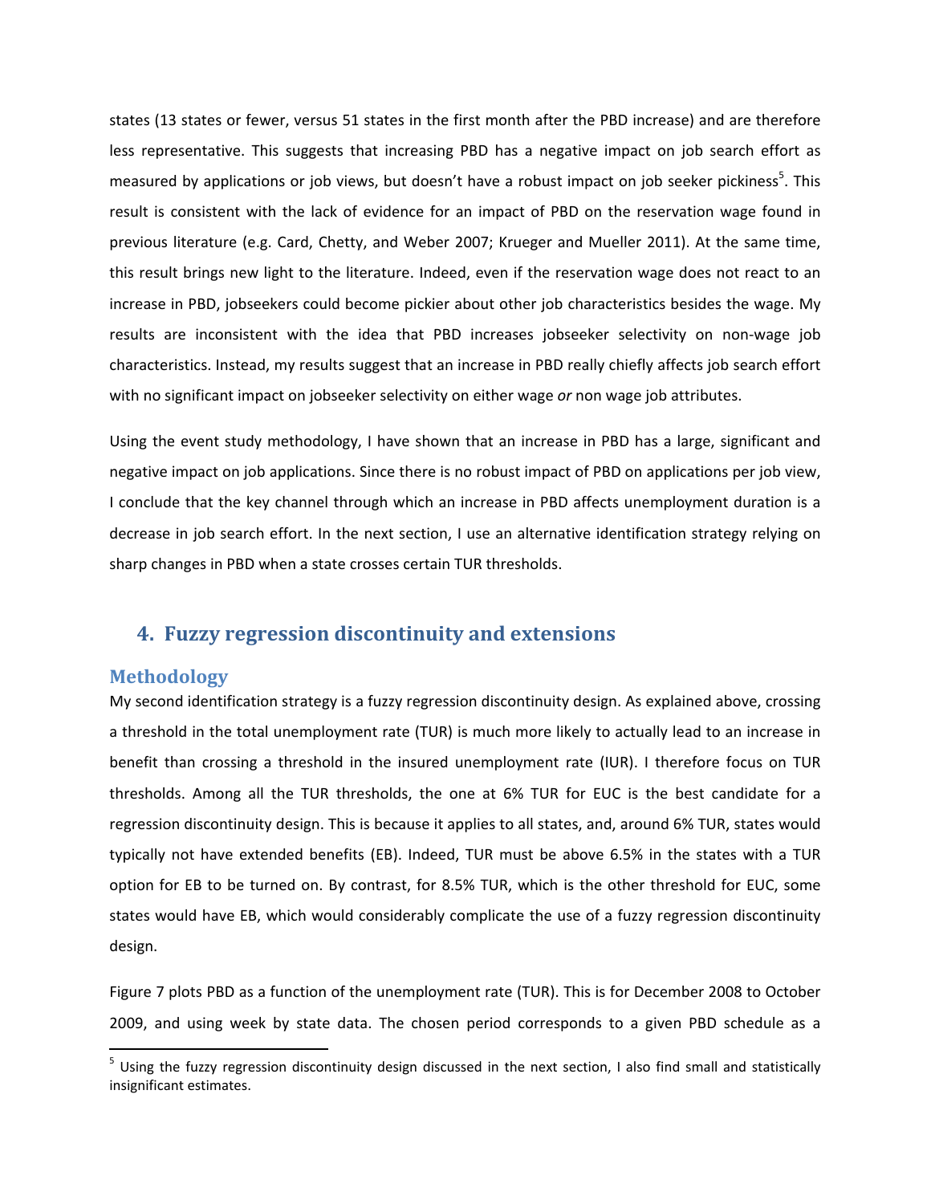states (13 states or fewer, versus 51 states in the first month after the PBD increase) and are therefore less representative. This suggests that increasing PBD has a negative impact on job search effort as measured by applications or job views, but doesn't have a robust impact on job seeker pickiness[5]. This result is consistent with the lack of evidence for an impact of PBD on the reservation wage found in previous literature (e.g. Card, Chetty, and Weber 2007; Krueger and Mueller 2011). At the same time, this result brings new light to the literature. Indeed, even if the reservation wage does not react to an increase in PBD, jobseekers could become pickier about other job characteristics besides the wage. My results are inconsistent with the idea that PBD increases jobseeker selectivity on non-wage job characteristics. Instead, my results suggest that an increase in PBD really chiefly affects job search effort with no significant impact on jobseeker selectivity on either wage *or* non wage job attributes.

Using the event study methodology, I have shown that an increase in PBD has a large, significant and negative impact on job applications. Since there is no robust impact of PBD on applications per job view, I conclude that the key channel through which an increase in PBD affects unemployment duration is a decrease in job search effort. In the next section, I use an alternative identification strategy relying on sharp changes in PBD when a state crosses certain TUR thresholds.

## 4. Fuzzy regression discontinuity and extensions

### Methodology

My second identification strategy is a fuzzy regression discontinuity design. As explained above, crossing a threshold in the total unemployment rate (TUR) is much more likely to actually lead to an increase in benefit than crossing a threshold in the insured unemployment rate (IUR). I therefore focus on TUR thresholds. Among all the TUR thresholds, the one at 6% TUR for EUC is the best candidate for a regression discontinuity design. This is because it applies to all states, and, around 6% TUR, states would typically not have extended benefits (EB). Indeed, TUR must be above 6.5% in the states with a TUR option for EB to be turned on. By contrast, for 8.5% TUR, which is the other threshold for EUC, some states would have EB, which would considerably complicate the use of a fuzzy regression discontinuity design.

Figure 7 plots PBD as a function of the unemployment rate (TUR). This is for December 2008 to October 2009, and using week by state data. The chosen period corresponds to a given PBD schedule as a

---

[5] Using the fuzzy regression discontinuity design discussed in the next section, I also find small and statistically insignificant estimates.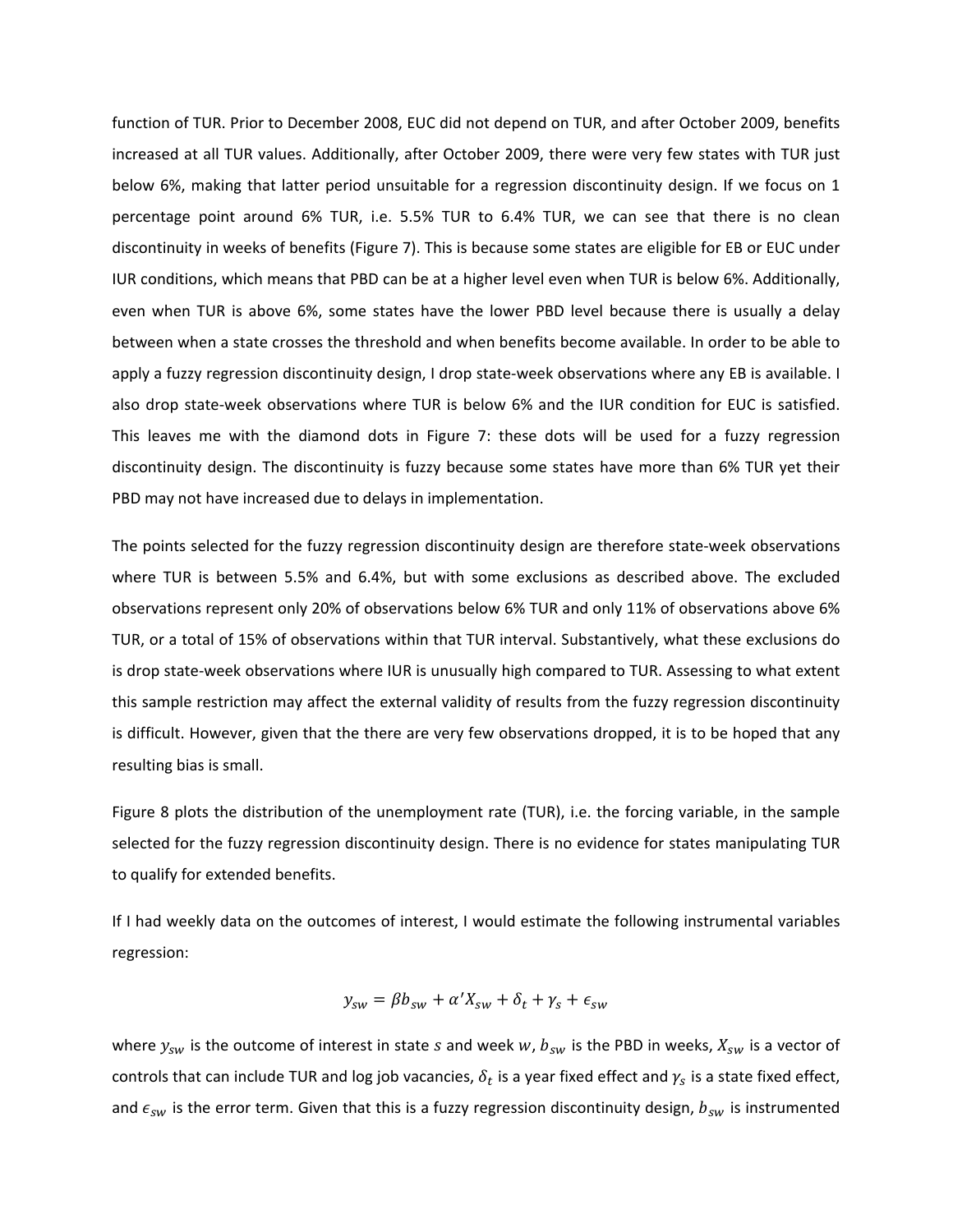function of TUR. Prior to December 2008, EUC did not depend on TUR, and after October 2009, benefits increased at all TUR values. Additionally, after October 2009, there were very few states with TUR just below 6%, making that latter period unsuitable for a regression discontinuity design. If we focus on 1 percentage point around 6% TUR, i.e. 5.5% TUR to 6.4% TUR, we can see that there is no clean discontinuity in weeks of benefits (Figure 7). This is because some states are eligible for EB or EUC under IUR conditions, which means that PBD can be at a higher level even when TUR is below 6%. Additionally, even when TUR is above 6%, some states have the lower PBD level because there is usually a delay between when a state crosses the threshold and when benefits become available. In order to be able to apply a fuzzy regression discontinuity design, I drop state-week observations where any EB is available. I also drop state-week observations where TUR is below 6% and the IUR condition for EUC is satisfied. This leaves me with the diamond dots in Figure 7: these dots will be used for a fuzzy regression discontinuity design. The discontinuity is fuzzy because some states have more than 6% TUR yet their PBD may not have increased due to delays in implementation.

The points selected for the fuzzy regression discontinuity design are therefore state-week observations where TUR is between 5.5% and 6.4%, but with some exclusions as described above. The excluded observations represent only 20% of observations below 6% TUR and only 11% of observations above 6% TUR, or a total of 15% of observations within that TUR interval. Substantively, what these exclusions do is drop state-week observations where IUR is unusually high compared to TUR. Assessing to what extent this sample restriction may affect the external validity of results from the fuzzy regression discontinuity is difficult. However, given that the there are very few observations dropped, it is to be hoped that any resulting bias is small.

Figure 8 plots the distribution of the unemployment rate (TUR), i.e. the forcing variable, in the sample selected for the fuzzy regression discontinuity design. There is no evidence for states manipulating TUR to qualify for extended benefits.

If I had weekly data on the outcomes of interest, I would estimate the following instrumental variables regression:

$$y_{sw} = \beta b_{sw} + \alpha' X_{sw} + \delta_t + \gamma_s + \epsilon_{sw}$$

where $y_{sw}$ is the outcome of interest in state $s$ and week $w$, $b_{sw}$ is the PBD in weeks, $X_{sw}$ is a vector of controls that can include TUR and log job vacancies, $\delta_t$ is a year fixed effect and $\gamma_s$ is a state fixed effect, and $\epsilon_{sw}$ is the error term. Given that this is a fuzzy regression discontinuity design, $b_{sw}$ is instrumented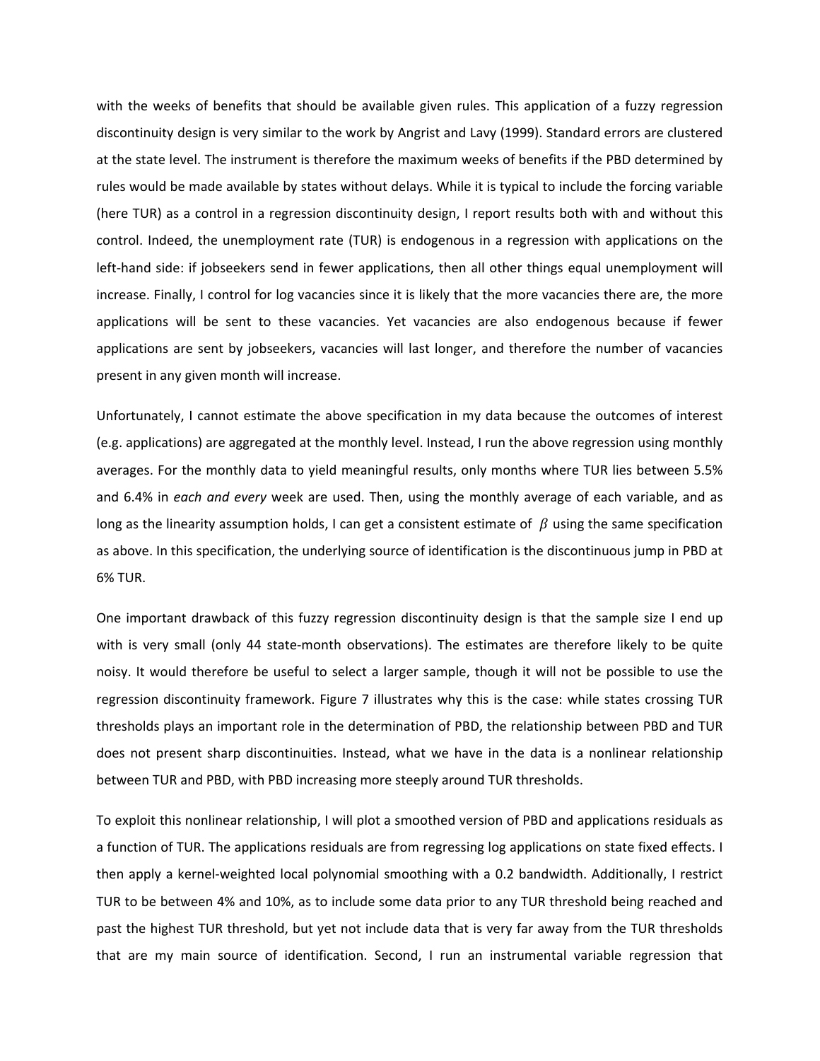with the weeks of benefits that should be available given rules. This application of a fuzzy regression discontinuity design is very similar to the work by Angrist and Lavy (1999). Standard errors are clustered at the state level. The instrument is therefore the maximum weeks of benefits if the PBD determined by rules would be made available by states without delays. While it is typical to include the forcing variable (here TUR) as a control in a regression discontinuity design, I report results both with and without this control. Indeed, the unemployment rate (TUR) is endogenous in a regression with applications on the left-hand side: if jobseekers send in fewer applications, then all other things equal unemployment will increase. Finally, I control for log vacancies since it is likely that the more vacancies there are, the more applications will be sent to these vacancies. Yet vacancies are also endogenous because if fewer applications are sent by jobseekers, vacancies will last longer, and therefore the number of vacancies present in any given month will increase.

Unfortunately, I cannot estimate the above specification in my data because the outcomes of interest (e.g. applications) are aggregated at the monthly level. Instead, I run the above regression using monthly averages. For the monthly data to yield meaningful results, only months where TUR lies between 5.5% and 6.4% in *each and every* week are used. Then, using the monthly average of each variable, and as long as the linearity assumption holds, I can get a consistent estimate of $\beta$ using the same specification as above. In this specification, the underlying source of identification is the discontinuous jump in PBD at 6% TUR.

One important drawback of this fuzzy regression discontinuity design is that the sample size I end up with is very small (only 44 state-month observations). The estimates are therefore likely to be quite noisy. It would therefore be useful to select a larger sample, though it will not be possible to use the regression discontinuity framework. Figure 7 illustrates why this is the case: while states crossing TUR thresholds plays an important role in the determination of PBD, the relationship between PBD and TUR does not present sharp discontinuities. Instead, what we have in the data is a nonlinear relationship between TUR and PBD, with PBD increasing more steeply around TUR thresholds.

To exploit this nonlinear relationship, I will plot a smoothed version of PBD and applications residuals as a function of TUR. The applications residuals are from regressing log applications on state fixed effects. I then apply a kernel-weighted local polynomial smoothing with a 0.2 bandwidth. Additionally, I restrict TUR to be between 4% and 10%, as to include some data prior to any TUR threshold being reached and past the highest TUR threshold, but yet not include data that is very far away from the TUR thresholds that are my main source of identification. Second, I run an instrumental variable regression that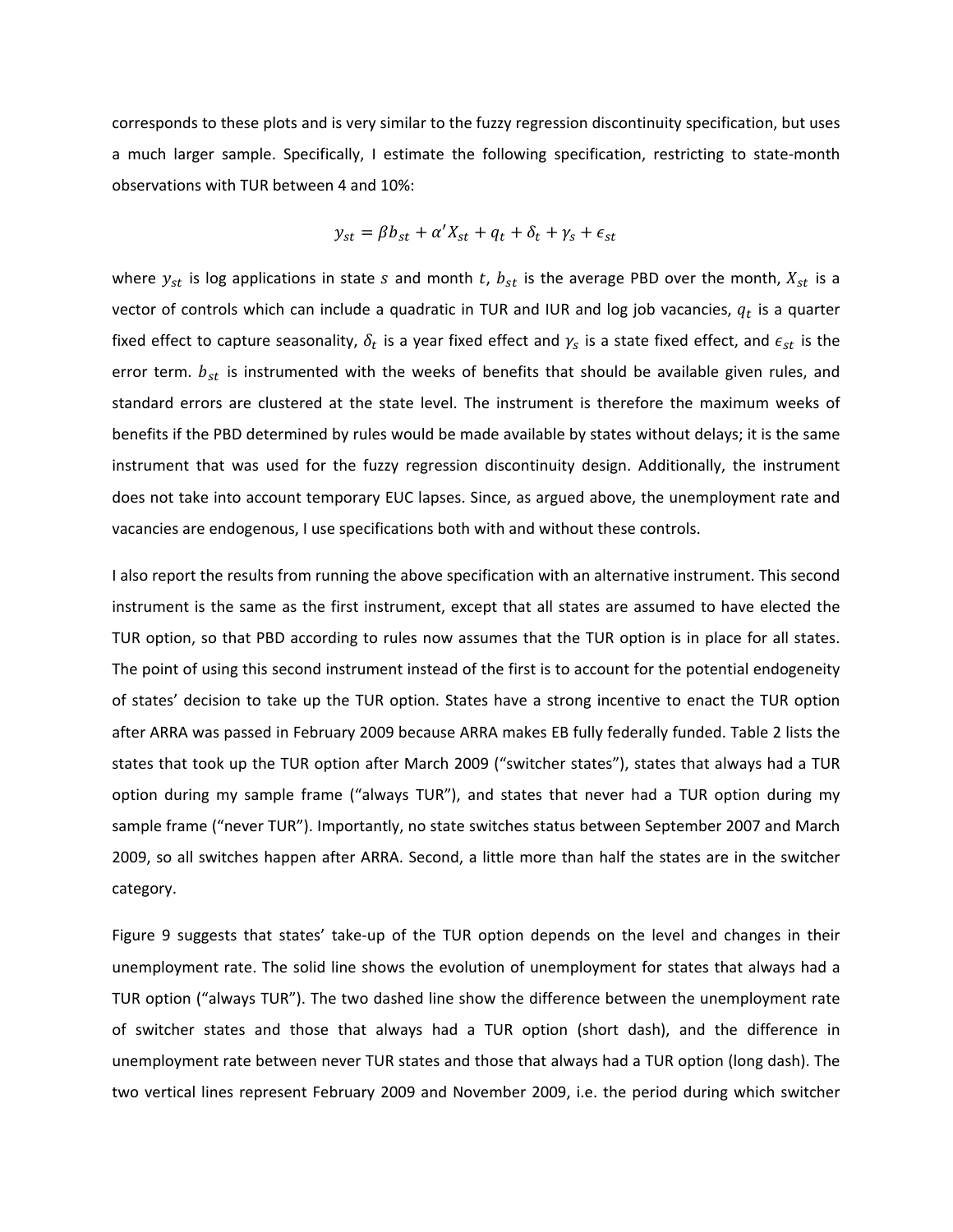corresponds to these plots and is very similar to the fuzzy regression discontinuity specification, but uses a much larger sample. Specifically, I estimate the following specification, restricting to state-month observations with TUR between 4 and 10%:

$$y_{st} = \beta b_{st} + \alpha' X_{st} + q_t + \delta_t + \gamma_s + \epsilon_{st}$$

where $y_{st}$ is log applications in state $s$ and month $t$, $b_{st}$ is the average PBD over the month, $X_{st}$ is a vector of controls which can include a quadratic in TUR and IUR and log job vacancies, $q_t$ is a quarter fixed effect to capture seasonality, $\delta_t$ is a year fixed effect and $\gamma_s$ is a state fixed effect, and $\epsilon_{st}$ is the error term. $b_{st}$ is instrumented with the weeks of benefits that should be available given rules, and standard errors are clustered at the state level. The instrument is therefore the maximum weeks of benefits if the PBD determined by rules would be made available by states without delays; it is the same instrument that was used for the fuzzy regression discontinuity design. Additionally, the instrument does not take into account temporary EUC lapses. Since, as argued above, the unemployment rate and vacancies are endogenous, I use specifications both with and without these controls.

I also report the results from running the above specification with an alternative instrument. This second instrument is the same as the first instrument, except that all states are assumed to have elected the TUR option, so that PBD according to rules now assumes that the TUR option is in place for all states. The point of using this second instrument instead of the first is to account for the potential endogeneity of states' decision to take up the TUR option. States have a strong incentive to enact the TUR option after ARRA was passed in February 2009 because ARRA makes EB fully federally funded. Table 2 lists the states that took up the TUR option after March 2009 ("switcher states"), states that always had a TUR option during my sample frame ("always TUR"), and states that never had a TUR option during my sample frame ("never TUR"). Importantly, no state switches status between September 2007 and March 2009, so all switches happen after ARRA. Second, a little more than half the states are in the switcher category.

Figure 9 suggests that states' take-up of the TUR option depends on the level and changes in their unemployment rate. The solid line shows the evolution of unemployment for states that always had a TUR option ("always TUR"). The two dashed line show the difference between the unemployment rate of switcher states and those that always had a TUR option (short dash), and the difference in unemployment rate between never TUR states and those that always had a TUR option (long dash). The two vertical lines represent February 2009 and November 2009, i.e. the period during which switcher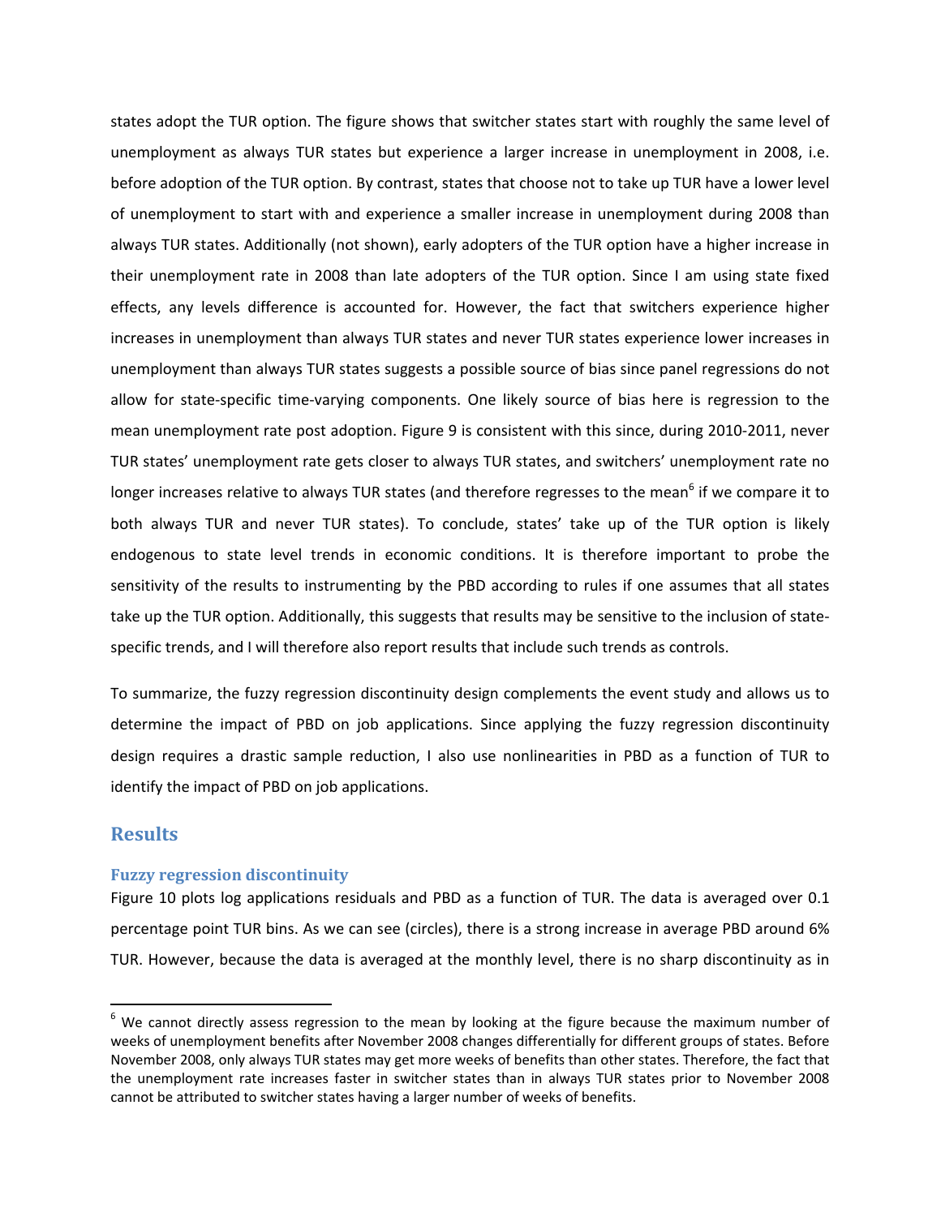states adopt the TUR option. The figure shows that switcher states start with roughly the same level of unemployment as always TUR states but experience a larger increase in unemployment in 2008, i.e. before adoption of the TUR option. By contrast, states that choose not to take up TUR have a lower level of unemployment to start with and experience a smaller increase in unemployment during 2008 than always TUR states. Additionally (not shown), early adopters of the TUR option have a higher increase in their unemployment rate in 2008 than late adopters of the TUR option. Since I am using state fixed effects, any levels difference is accounted for. However, the fact that switchers experience higher increases in unemployment than always TUR states and never TUR states experience lower increases in unemployment than always TUR states suggests a possible source of bias since panel regressions do not allow for state-specific time-varying components. One likely source of bias here is regression to the mean unemployment rate post adoption. Figure 9 is consistent with this since, during 2010-2011, never TUR states' unemployment rate gets closer to always TUR states, and switchers' unemployment rate no longer increases relative to always TUR states (and therefore regresses to the mean[6] if we compare it to both always TUR and never TUR states). To conclude, states' take up of the TUR option is likely endogenous to state level trends in economic conditions. It is therefore important to probe the sensitivity of the results to instrumenting by the PBD according to rules if one assumes that all states take up the TUR option. Additionally, this suggests that results may be sensitive to the inclusion of state-specific trends, and I will therefore also report results that include such trends as controls.

To summarize, the fuzzy regression discontinuity design complements the event study and allows us to determine the impact of PBD on job applications. Since applying the fuzzy regression discontinuity design requires a drastic sample reduction, I also use nonlinearities in PBD as a function of TUR to identify the impact of PBD on job applications.

## Results

### Fuzzy regression discontinuity

Figure 10 plots log applications residuals and PBD as a function of TUR. The data is averaged over 0.1 percentage point TUR bins. As we can see (circles), there is a strong increase in average PBD around 6% TUR. However, because the data is averaged at the monthly level, there is no sharp discontinuity as in

[6] We cannot directly assess regression to the mean by looking at the figure because the maximum number of weeks of unemployment benefits after November 2008 changes differentially for different groups of states. Before November 2008, only always TUR states may get more weeks of benefits than other states. Therefore, the fact that the unemployment rate increases faster in switcher states than in always TUR states prior to November 2008 cannot be attributed to switcher states having a larger number of weeks of benefits.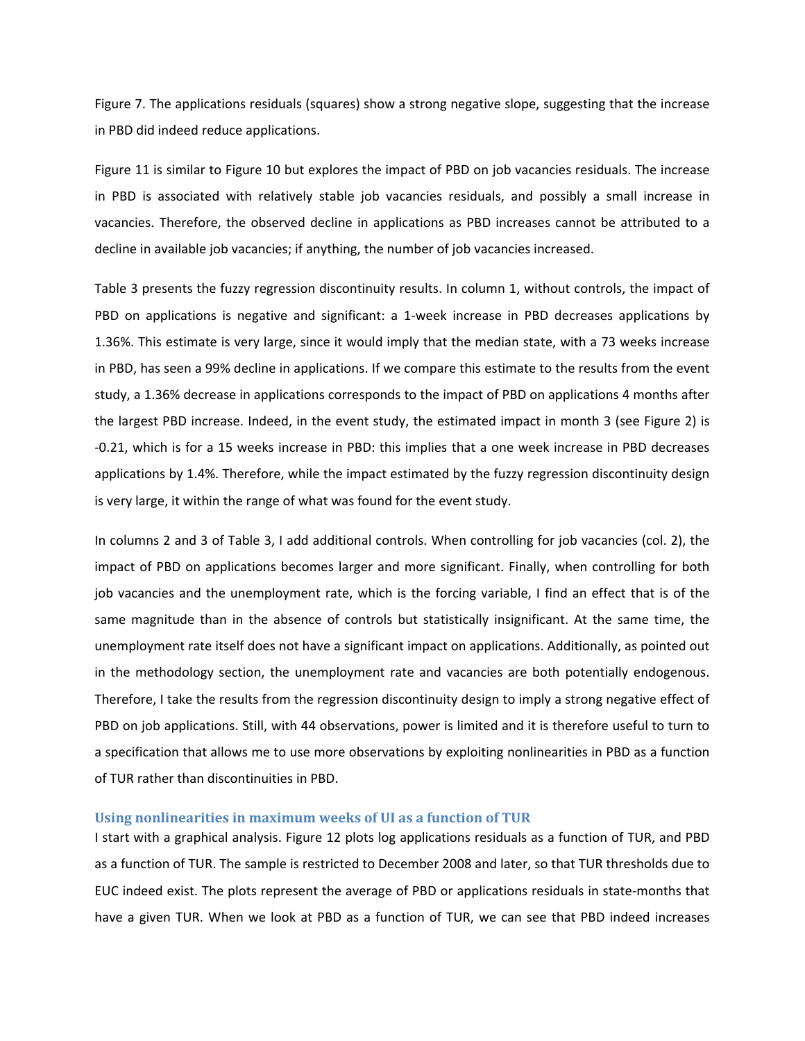Figure 7. The applications residuals (squares) show a strong negative slope, suggesting that the increase in PBD did indeed reduce applications.

Figure 11 is similar to Figure 10 but explores the impact of PBD on job vacancies residuals. The increase in PBD is associated with relatively stable job vacancies residuals, and possibly a small increase in vacancies. Therefore, the observed decline in applications as PBD increases cannot be attributed to a decline in available job vacancies; if anything, the number of job vacancies increased.

Table 3 presents the fuzzy regression discontinuity results. In column 1, without controls, the impact of PBD on applications is negative and significant: a 1-week increase in PBD decreases applications by 1.36%. This estimate is very large, since it would imply that the median state, with a 73 weeks increase in PBD, has seen a 99% decline in applications. If we compare this estimate to the results from the event study, a 1.36% decrease in applications corresponds to the impact of PBD on applications 4 months after the largest PBD increase. Indeed, in the event study, the estimated impact in month 3 (see Figure 2) is -0.21, which is for a 15 weeks increase in PBD: this implies that a one week increase in PBD decreases applications by 1.4%. Therefore, while the impact estimated by the fuzzy regression discontinuity design is very large, it within the range of what was found for the event study.

In columns 2 and 3 of Table 3, I add additional controls. When controlling for job vacancies (col. 2), the impact of PBD on applications becomes larger and more significant. Finally, when controlling for both job vacancies and the unemployment rate, which is the forcing variable, I find an effect that is of the same magnitude than in the absence of controls but statistically insignificant. At the same time, the unemployment rate itself does not have a significant impact on applications. Additionally, as pointed out in the methodology section, the unemployment rate and vacancies are both potentially endogenous. Therefore, I take the results from the regression discontinuity design to imply a strong negative effect of PBD on job applications. Still, with 44 observations, power is limited and it is therefore useful to turn to a specification that allows me to use more observations by exploiting nonlinearities in PBD as a function of TUR rather than discontinuities in PBD.

### Using nonlinearities in maximum weeks of UI as a function of TUR

I start with a graphical analysis. Figure 12 plots log applications residuals as a function of TUR, and PBD as a function of TUR. The sample is restricted to December 2008 and later, so that TUR thresholds due to EUC indeed exist. The plots represent the average of PBD or applications residuals in state-months that have a given TUR. When we look at PBD as a function of TUR, we can see that PBD indeed increases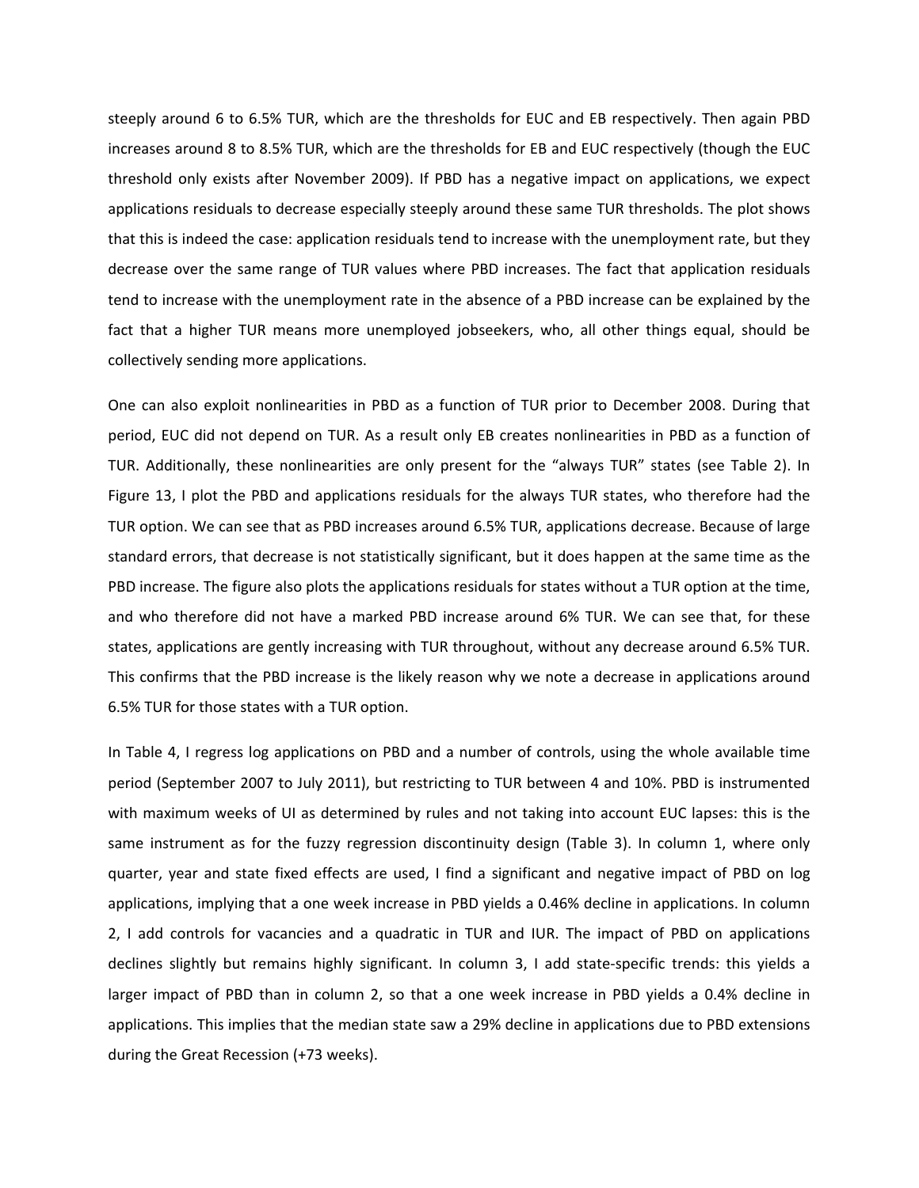steeply around 6 to 6.5% TUR, which are the thresholds for EUC and EB respectively. Then again PBD increases around 8 to 8.5% TUR, which are the thresholds for EB and EUC respectively (though the EUC threshold only exists after November 2009). If PBD has a negative impact on applications, we expect applications residuals to decrease especially steeply around these same TUR thresholds. The plot shows that this is indeed the case: application residuals tend to increase with the unemployment rate, but they decrease over the same range of TUR values where PBD increases. The fact that application residuals tend to increase with the unemployment rate in the absence of a PBD increase can be explained by the fact that a higher TUR means more unemployed jobseekers, who, all other things equal, should be collectively sending more applications.

One can also exploit nonlinearities in PBD as a function of TUR prior to December 2008. During that period, EUC did not depend on TUR. As a result only EB creates nonlinearities in PBD as a function of TUR. Additionally, these nonlinearities are only present for the "always TUR" states (see Table 2). In Figure 13, I plot the PBD and applications residuals for the always TUR states, who therefore had the TUR option. We can see that as PBD increases around 6.5% TUR, applications decrease. Because of large standard errors, that decrease is not statistically significant, but it does happen at the same time as the PBD increase. The figure also plots the applications residuals for states without a TUR option at the time, and who therefore did not have a marked PBD increase around 6% TUR. We can see that, for these states, applications are gently increasing with TUR throughout, without any decrease around 6.5% TUR. This confirms that the PBD increase is the likely reason why we note a decrease in applications around 6.5% TUR for those states with a TUR option.

In Table 4, I regress log applications on PBD and a number of controls, using the whole available time period (September 2007 to July 2011), but restricting to TUR between 4 and 10%. PBD is instrumented with maximum weeks of UI as determined by rules and not taking into account EUC lapses: this is the same instrument as for the fuzzy regression discontinuity design (Table 3). In column 1, where only quarter, year and state fixed effects are used, I find a significant and negative impact of PBD on log applications, implying that a one week increase in PBD yields a 0.46% decline in applications. In column 2, I add controls for vacancies and a quadratic in TUR and IUR. The impact of PBD on applications declines slightly but remains highly significant. In column 3, I add state-specific trends: this yields a larger impact of PBD than in column 2, so that a one week increase in PBD yields a 0.4% decline in applications. This implies that the median state saw a 29% decline in applications due to PBD extensions during the Great Recession (+73 weeks).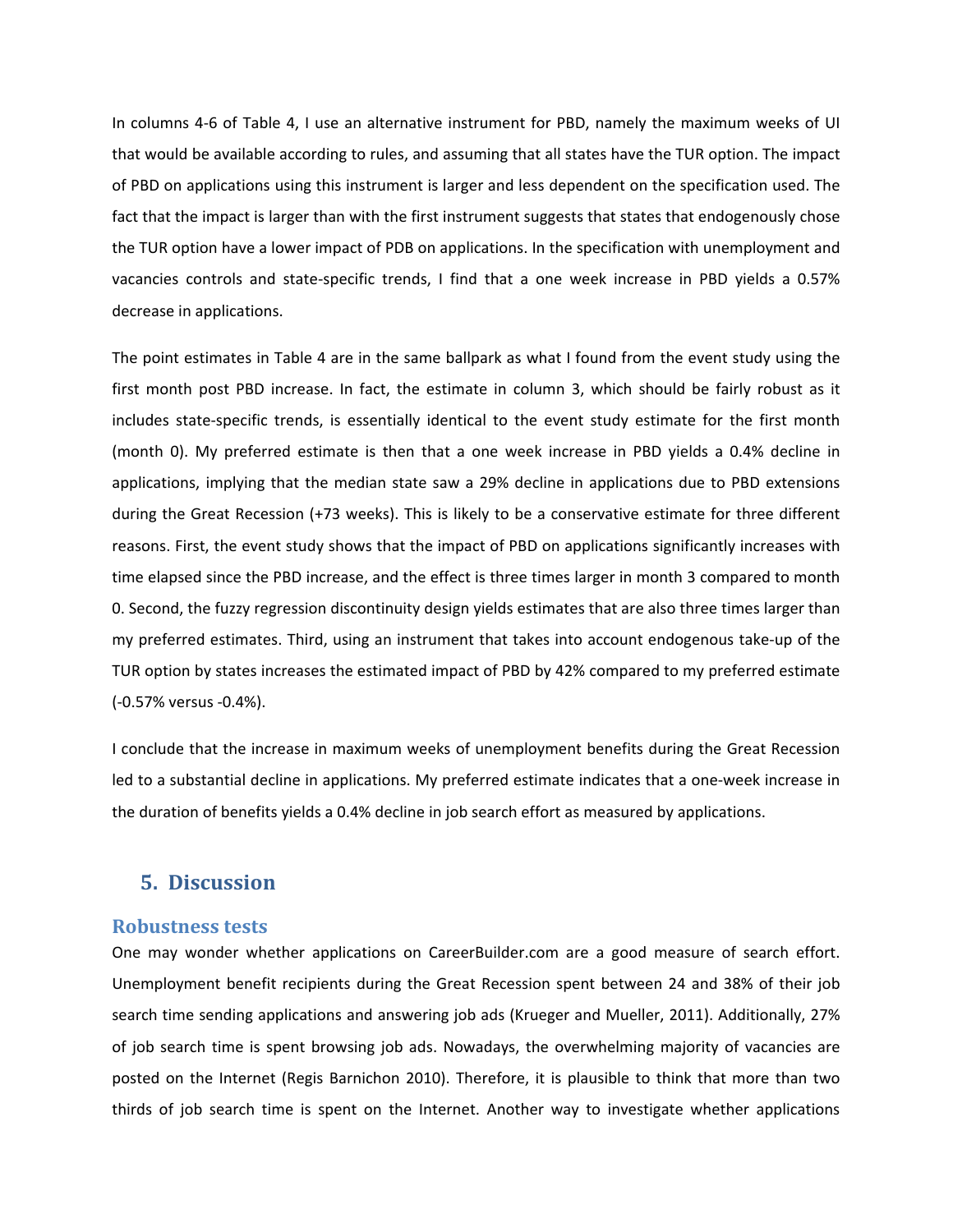In columns 4-6 of Table 4, I use an alternative instrument for PBD, namely the maximum weeks of UI that would be available according to rules, and assuming that all states have the TUR option. The impact of PBD on applications using this instrument is larger and less dependent on the specification used. The fact that the impact is larger than with the first instrument suggests that states that endogenously chose the TUR option have a lower impact of PDB on applications. In the specification with unemployment and vacancies controls and state-specific trends, I find that a one week increase in PBD yields a 0.57% decrease in applications.

The point estimates in Table 4 are in the same ballpark as what I found from the event study using the first month post PBD increase. In fact, the estimate in column 3, which should be fairly robust as it includes state-specific trends, is essentially identical to the event study estimate for the first month (month 0). My preferred estimate is then that a one week increase in PBD yields a 0.4% decline in applications, implying that the median state saw a 29% decline in applications due to PBD extensions during the Great Recession (+73 weeks). This is likely to be a conservative estimate for three different reasons. First, the event study shows that the impact of PBD on applications significantly increases with time elapsed since the PBD increase, and the effect is three times larger in month 3 compared to month 0. Second, the fuzzy regression discontinuity design yields estimates that are also three times larger than my preferred estimates. Third, using an instrument that takes into account endogenous take-up of the TUR option by states increases the estimated impact of PBD by 42% compared to my preferred estimate (-0.57% versus -0.4%).

I conclude that the increase in maximum weeks of unemployment benefits during the Great Recession led to a substantial decline in applications. My preferred estimate indicates that a one-week increase in the duration of benefits yields a 0.4% decline in job search effort as measured by applications.

## 5. Discussion

### Robustness tests

One may wonder whether applications on CareerBuilder.com are a good measure of search effort. Unemployment benefit recipients during the Great Recession spent between 24 and 38% of their job search time sending applications and answering job ads (Krueger and Mueller, 2011). Additionally, 27% of job search time is spent browsing job ads. Nowadays, the overwhelming majority of vacancies are posted on the Internet (Regis Barnichon 2010). Therefore, it is plausible to think that more than two thirds of job search time is spent on the Internet. Another way to investigate whether applications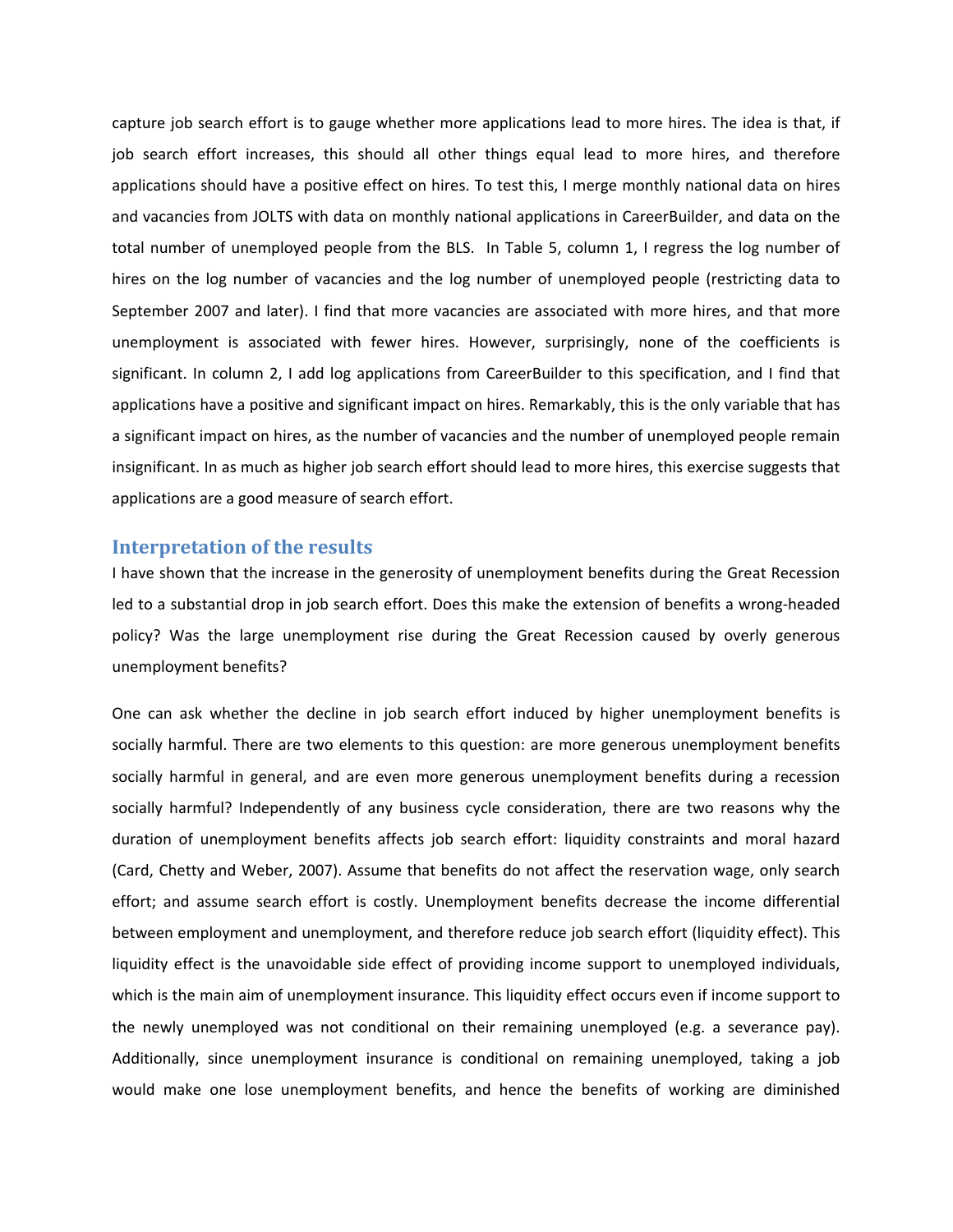capture job search effort is to gauge whether more applications lead to more hires. The idea is that, if job search effort increases, this should all other things equal lead to more hires, and therefore applications should have a positive effect on hires. To test this, I merge monthly national data on hires and vacancies from JOLTS with data on monthly national applications in CareerBuilder, and data on the total number of unemployed people from the BLS. In Table 5, column 1, I regress the log number of hires on the log number of vacancies and the log number of unemployed people (restricting data to September 2007 and later). I find that more vacancies are associated with more hires, and that more unemployment is associated with fewer hires. However, surprisingly, none of the coefficients is significant. In column 2, I add log applications from CareerBuilder to this specification, and I find that applications have a positive and significant impact on hires. Remarkably, this is the only variable that has a significant impact on hires, as the number of vacancies and the number of unemployed people remain insignificant. In as much as higher job search effort should lead to more hires, this exercise suggests that applications are a good measure of search effort.

## Interpretation of the results

I have shown that the increase in the generosity of unemployment benefits during the Great Recession led to a substantial drop in job search effort. Does this make the extension of benefits a wrong-headed policy? Was the large unemployment rise during the Great Recession caused by overly generous unemployment benefits?

One can ask whether the decline in job search effort induced by higher unemployment benefits is socially harmful. There are two elements to this question: are more generous unemployment benefits socially harmful in general, and are even more generous unemployment benefits during a recession socially harmful? Independently of any business cycle consideration, there are two reasons why the duration of unemployment benefits affects job search effort: liquidity constraints and moral hazard (Card, Chetty and Weber, 2007). Assume that benefits do not affect the reservation wage, only search effort; and assume search effort is costly. Unemployment benefits decrease the income differential between employment and unemployment, and therefore reduce job search effort (liquidity effect). This liquidity effect is the unavoidable side effect of providing income support to unemployed individuals, which is the main aim of unemployment insurance. This liquidity effect occurs even if income support to the newly unemployed was not conditional on their remaining unemployed (e.g. a severance pay). Additionally, since unemployment insurance is conditional on remaining unemployed, taking a job would make one lose unemployment benefits, and hence the benefits of working are diminished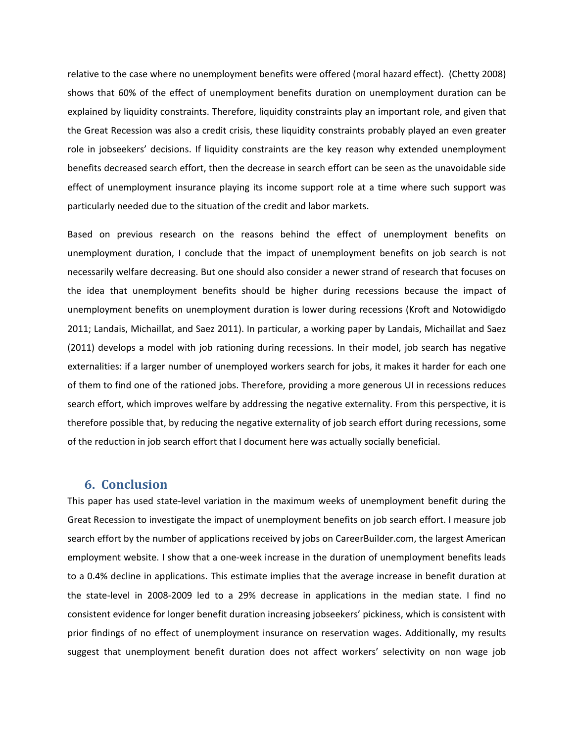relative to the case where no unemployment benefits were offered (moral hazard effect). (Chetty 2008) shows that 60% of the effect of unemployment benefits duration on unemployment duration can be explained by liquidity constraints. Therefore, liquidity constraints play an important role, and given that the Great Recession was also a credit crisis, these liquidity constraints probably played an even greater role in jobseekers' decisions. If liquidity constraints are the key reason why extended unemployment benefits decreased search effort, then the decrease in search effort can be seen as the unavoidable side effect of unemployment insurance playing its income support role at a time where such support was particularly needed due to the situation of the credit and labor markets.

Based on previous research on the reasons behind the effect of unemployment benefits on unemployment duration, I conclude that the impact of unemployment benefits on job search is not necessarily welfare decreasing. But one should also consider a newer strand of research that focuses on the idea that unemployment benefits should be higher during recessions because the impact of unemployment benefits on unemployment duration is lower during recessions (Kroft and Notowidigdo 2011; Landais, Michaillat, and Saez 2011). In particular, a working paper by Landais, Michaillat and Saez (2011) develops a model with job rationing during recessions. In their model, job search has negative externalities: if a larger number of unemployed workers search for jobs, it makes it harder for each one of them to find one of the rationed jobs. Therefore, providing a more generous UI in recessions reduces search effort, which improves welfare by addressing the negative externality. From this perspective, it is therefore possible that, by reducing the negative externality of job search effort during recessions, some of the reduction in job search effort that I document here was actually socially beneficial.

## 6. Conclusion

This paper has used state-level variation in the maximum weeks of unemployment benefit during the Great Recession to investigate the impact of unemployment benefits on job search effort. I measure job search effort by the number of applications received by jobs on CareerBuilder.com, the largest American employment website. I show that a one-week increase in the duration of unemployment benefits leads to a 0.4% decline in applications. This estimate implies that the average increase in benefit duration at the state-level in 2008-2009 led to a 29% decrease in applications in the median state. I find no consistent evidence for longer benefit duration increasing jobseekers' pickiness, which is consistent with prior findings of no effect of unemployment insurance on reservation wages. Additionally, my results suggest that unemployment benefit duration does not affect workers' selectivity on non wage job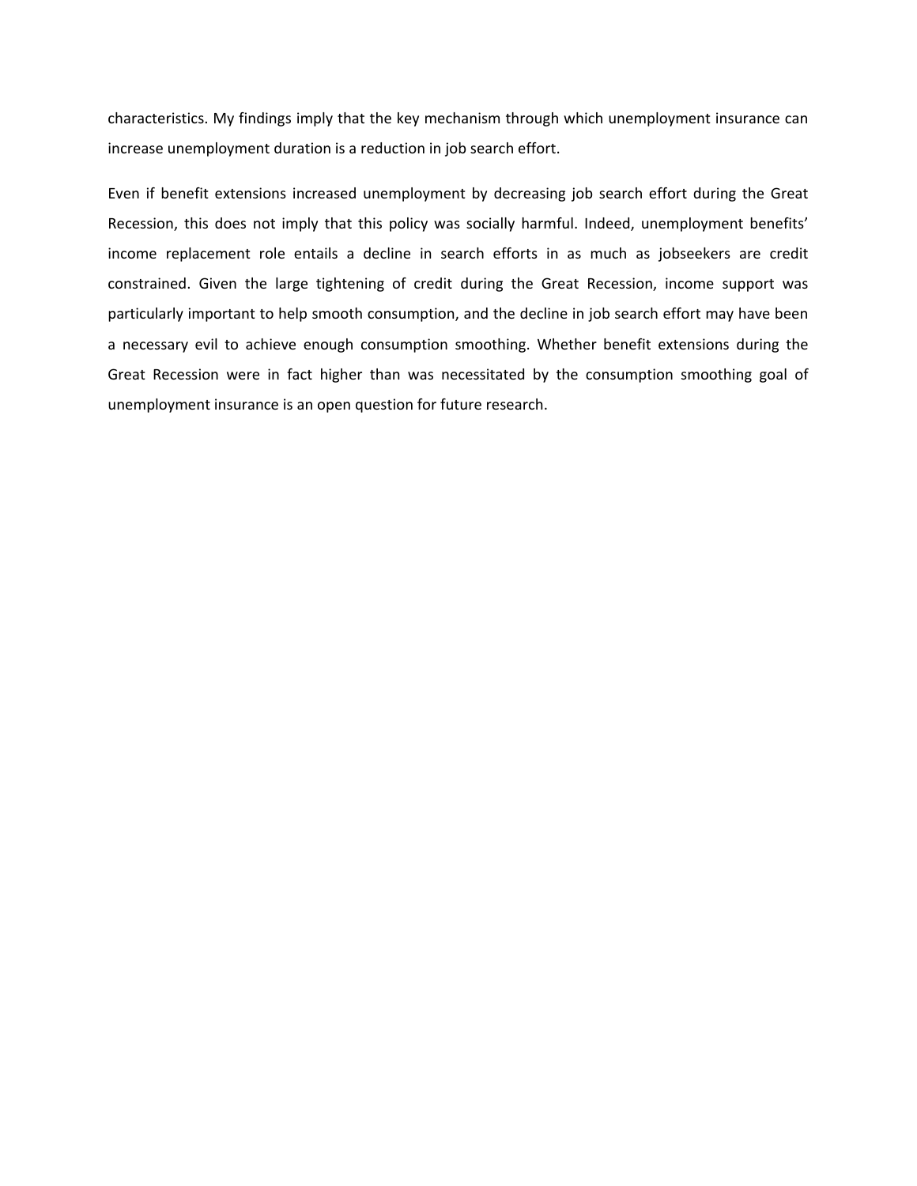characteristics. My findings imply that the key mechanism through which unemployment insurance can increase unemployment duration is a reduction in job search effort.

Even if benefit extensions increased unemployment by decreasing job search effort during the Great Recession, this does not imply that this policy was socially harmful. Indeed, unemployment benefits' income replacement role entails a decline in search efforts in as much as jobseekers are credit constrained. Given the large tightening of credit during the Great Recession, income support was particularly important to help smooth consumption, and the decline in job search effort may have been a necessary evil to achieve enough consumption smoothing. Whether benefit extensions during the Great Recession were in fact higher than was necessitated by the consumption smoothing goal of unemployment insurance is an open question for future research.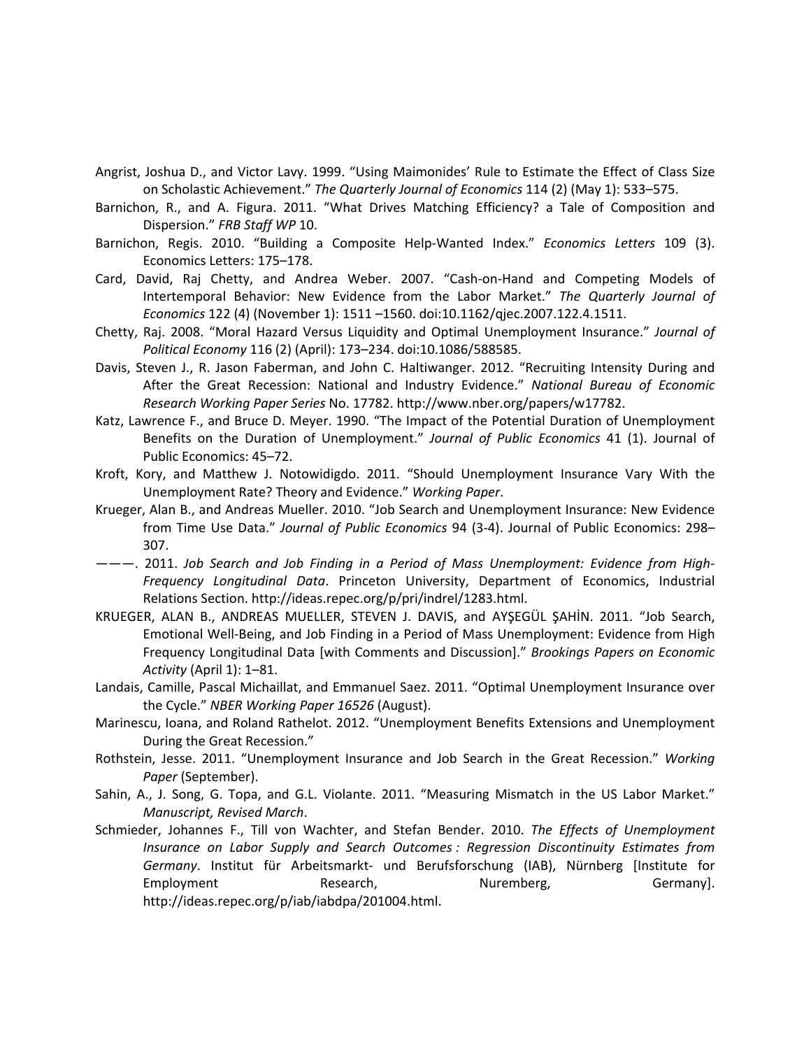Angrist, Joshua D., and Victor Lavy. 1999. "Using Maimonides' Rule to Estimate the Effect of Class Size on Scholastic Achievement." *The Quarterly Journal of Economics* 114 (2) (May 1): 533–575.

Barnichon, R., and A. Figura. 2011. "What Drives Matching Efficiency? a Tale of Composition and Dispersion." *FRB Staff WP* 10.

Barnichon, Regis. 2010. "Building a Composite Help-Wanted Index." *Economics Letters* 109 (3). Economics Letters: 175–178.

Card, David, Raj Chetty, and Andrea Weber. 2007. "Cash-on-Hand and Competing Models of Intertemporal Behavior: New Evidence from the Labor Market." *The Quarterly Journal of Economics* 122 (4) (November 1): 1511 –1560. doi:10.1162/qjec.2007.122.4.1511.

Chetty, Raj. 2008. "Moral Hazard Versus Liquidity and Optimal Unemployment Insurance." *Journal of Political Economy* 116 (2) (April): 173–234. doi:10.1086/588585.

Davis, Steven J., R. Jason Faberman, and John C. Haltiwanger. 2012. "Recruiting Intensity During and After the Great Recession: National and Industry Evidence." *National Bureau of Economic Research Working Paper Series* No. 17782. http://www.nber.org/papers/w17782.

Katz, Lawrence F., and Bruce D. Meyer. 1990. "The Impact of the Potential Duration of Unemployment Benefits on the Duration of Unemployment." *Journal of Public Economics* 41 (1). Journal of Public Economics: 45–72.

Kroft, Kory, and Matthew J. Notowidigdo. 2011. "Should Unemployment Insurance Vary With the Unemployment Rate? Theory and Evidence." *Working Paper*.

Krueger, Alan B., and Andreas Mueller. 2010. "Job Search and Unemployment Insurance: New Evidence from Time Use Data." *Journal of Public Economics* 94 (3-4). Journal of Public Economics: 298–307.

———. 2011. *Job Search and Job Finding in a Period of Mass Unemployment: Evidence from High-Frequency Longitudinal Data*. Princeton University, Department of Economics, Industrial Relations Section. http://ideas.repec.org/p/pri/indrel/1283.html.

KRUEGER, ALAN B., ANDREAS MUELLER, STEVEN J. DAVIS, and AYŞEGÜL ŞAHİN. 2011. "Job Search, Emotional Well-Being, and Job Finding in a Period of Mass Unemployment: Evidence from High Frequency Longitudinal Data [with Comments and Discussion]." *Brookings Papers on Economic Activity* (April 1): 1–81.

Landais, Camille, Pascal Michaillat, and Emmanuel Saez. 2011. "Optimal Unemployment Insurance over the Cycle." *NBER Working Paper 16526* (August).

Marinescu, Ioana, and Roland Rathelot. 2012. "Unemployment Benefits Extensions and Unemployment During the Great Recession."

Rothstein, Jesse. 2011. "Unemployment Insurance and Job Search in the Great Recession." *Working Paper* (September).

Sahin, A., J. Song, G. Topa, and G.L. Violante. 2011. "Measuring Mismatch in the US Labor Market." *Manuscript, Revised March*.

Schmieder, Johannes F., Till von Wachter, and Stefan Bender. 2010. *The Effects of Unemployment Insurance on Labor Supply and Search Outcomes : Regression Discontinuity Estimates from Germany*. Institut für Arbeitsmarkt- und Berufsforschung (IAB), Nürnberg [Institute for Employment Research, Nuremberg, Germany]. http://ideas.repec.org/p/iab/iabdpa/201004.html.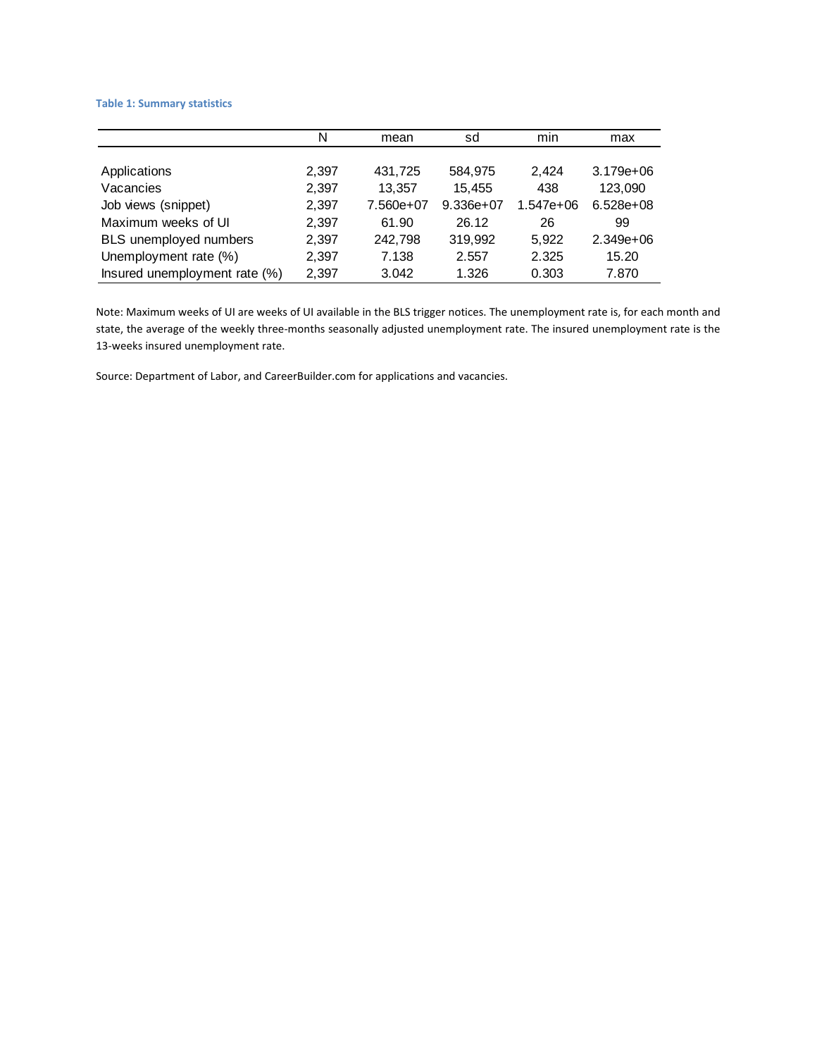**Table 1: Summary statistics**

| | N | mean | sd | min | max |
|---|---|---|---|---|---|
| Applications | 2,397 | 431,725 | 584,975 | 2,424 | 3.179e+06 |
| Vacancies | 2,397 | 13,357 | 15,455 | 438 | 123,090 |
| Job views (snippet) | 2,397 | 7.560e+07 | 9.336e+07 | 1.547e+06 | 6.528e+08 |
| Maximum weeks of UI | 2,397 | 61.90 | 26.12 | 26 | 99 |
| BLS unemployed numbers | 2,397 | 242,798 | 319,992 | 5,922 | 2.349e+06 |
| Unemployment rate (%) | 2,397 | 7.138 | 2.557 | 2.325 | 15.20 |
| Insured unemployment rate (%) | 2,397 | 3.042 | 1.326 | 0.303 | 7.870 |

Note: Maximum weeks of UI are weeks of UI available in the BLS trigger notices. The unemployment rate is, for each month and state, the average of the weekly three-months seasonally adjusted unemployment rate. The insured unemployment rate is the 13-weeks insured unemployment rate.

Source: Department of Labor, and CareerBuilder.com for applications and vacancies.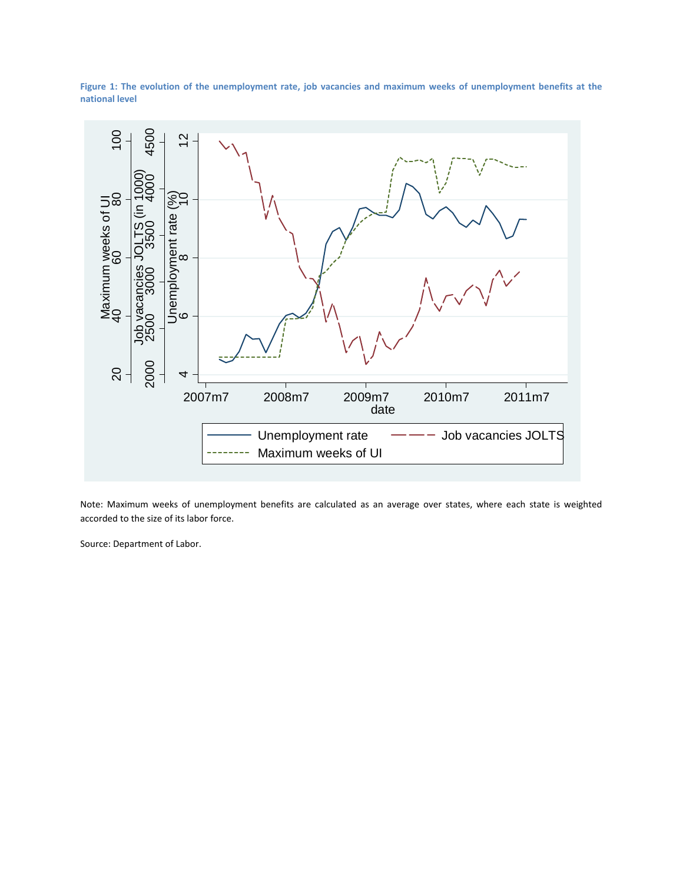**Figure 1: The evolution of the unemployment rate, job vacancies and maximum weeks of unemployment benefits at the national level**

Note: Maximum weeks of unemployment benefits are calculated as an average over states, where each state is weighted accorded to the size of its labor force.

Source: Department of Labor.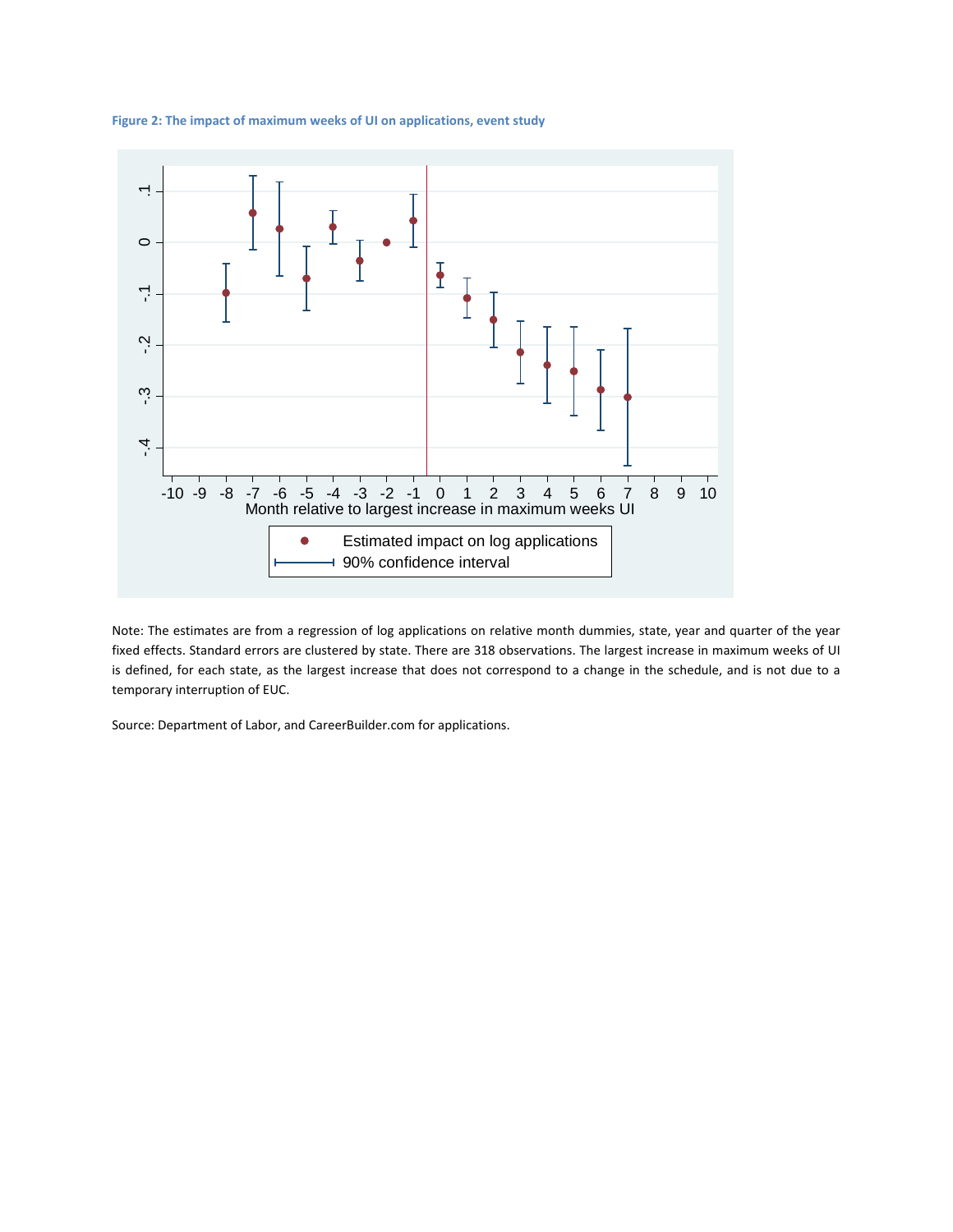**Figure 2: The impact of maximum weeks of UI on applications, event study**

Note: The estimates are from a regression of log applications on relative month dummies, state, year and quarter of the year fixed effects. Standard errors are clustered by state. There are 318 observations. The largest increase in maximum weeks of UI is defined, for each state, as the largest increase that does not correspond to a change in the schedule, and is not due to a temporary interruption of EUC.

Source: Department of Labor, and CareerBuilder.com for applications.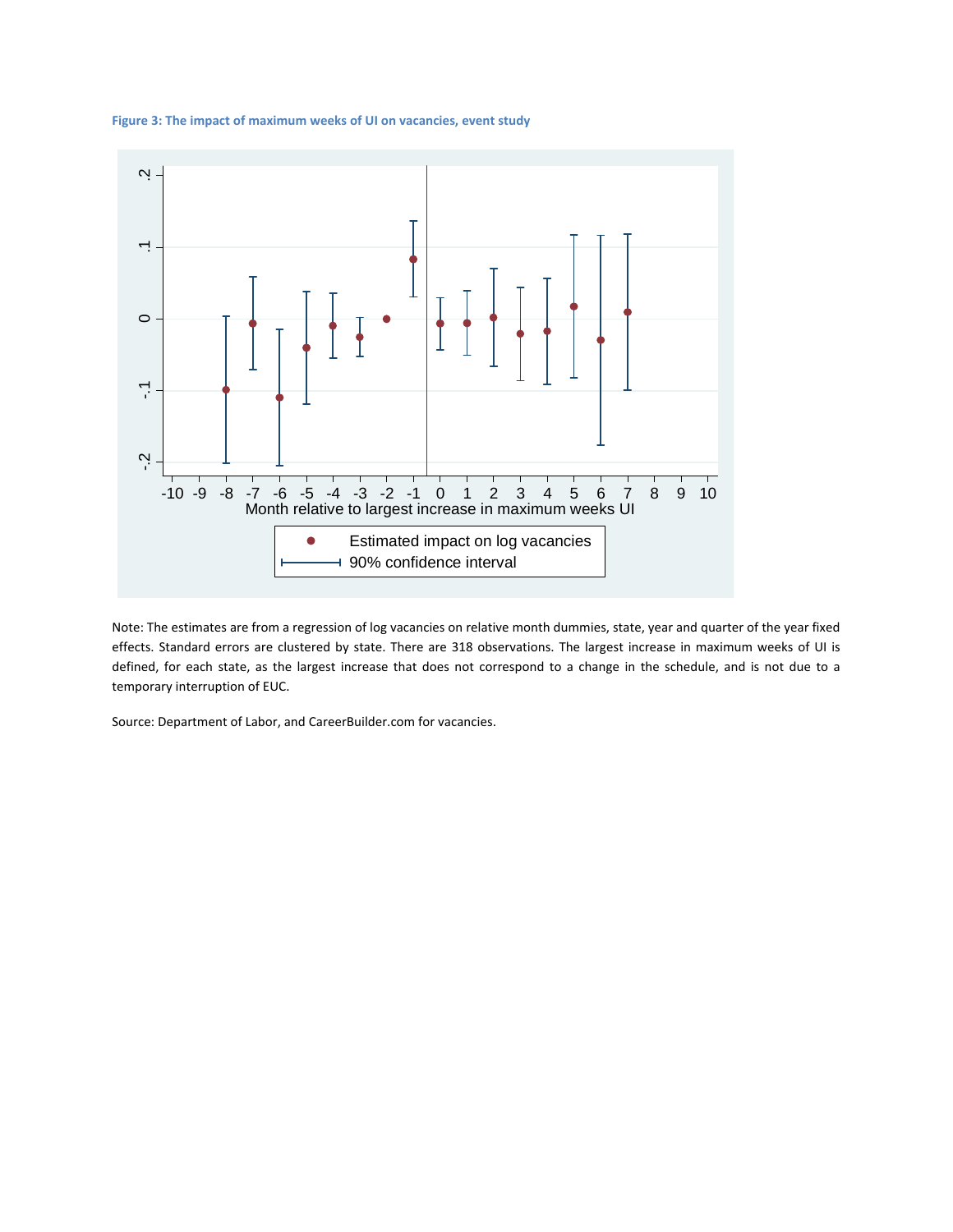**Figure 3: The impact of maximum weeks of UI on vacancies, event study**

Note: The estimates are from a regression of log vacancies on relative month dummies, state, year and quarter of the year fixed effects. Standard errors are clustered by state. There are 318 observations. The largest increase in maximum weeks of UI is defined, for each state, as the largest increase that does not correspond to a change in the schedule, and is not due to a temporary interruption of EUC.

Source: Department of Labor, and CareerBuilder.com for vacancies.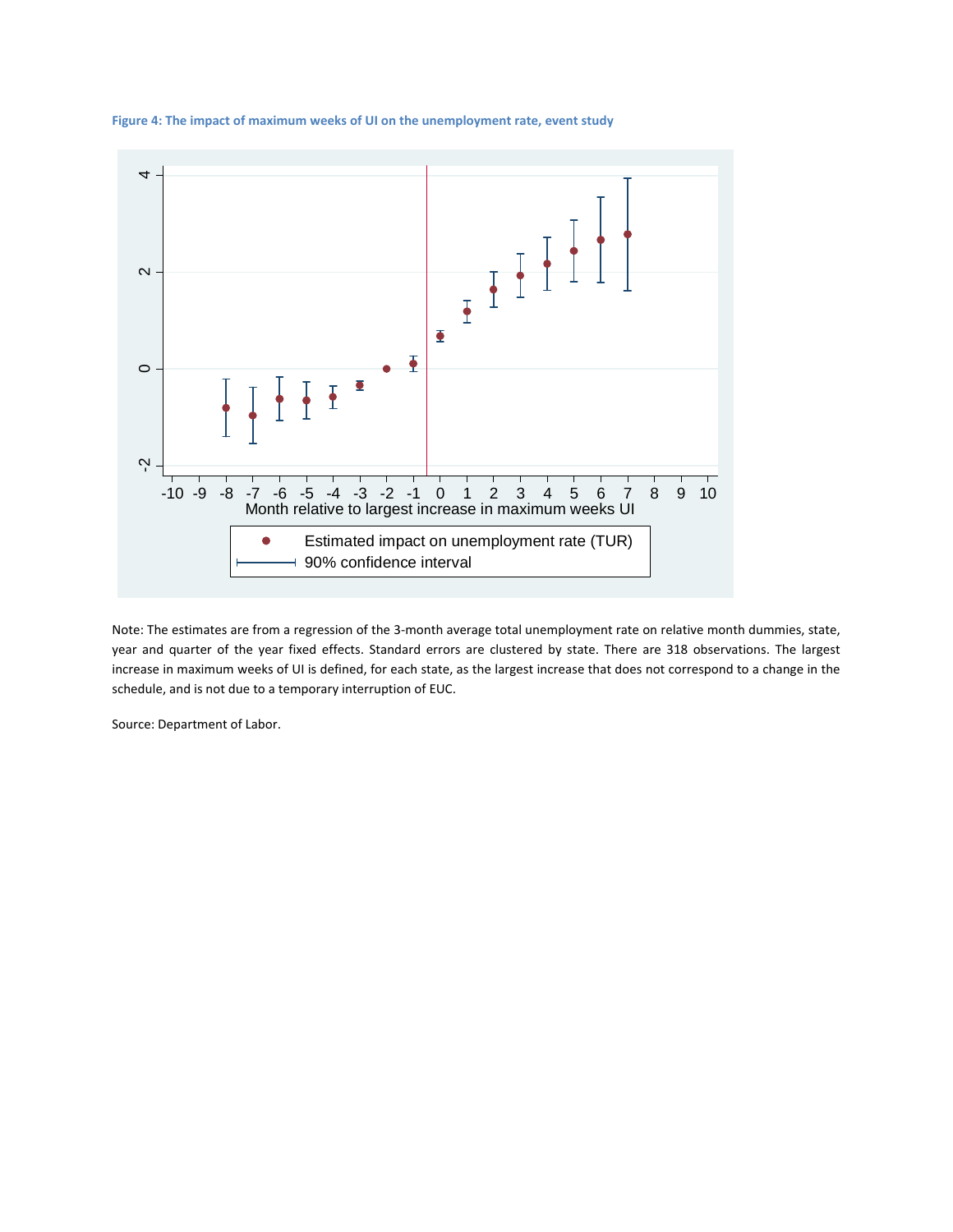**Figure 4: The impact of maximum weeks of UI on the unemployment rate, event study**

Note: The estimates are from a regression of the 3-month average total unemployment rate on relative month dummies, state, year and quarter of the year fixed effects. Standard errors are clustered by state. There are 318 observations. The largest increase in maximum weeks of UI is defined, for each state, as the largest increase that does not correspond to a change in the schedule, and is not due to a temporary interruption of EUC.

Source: Department of Labor.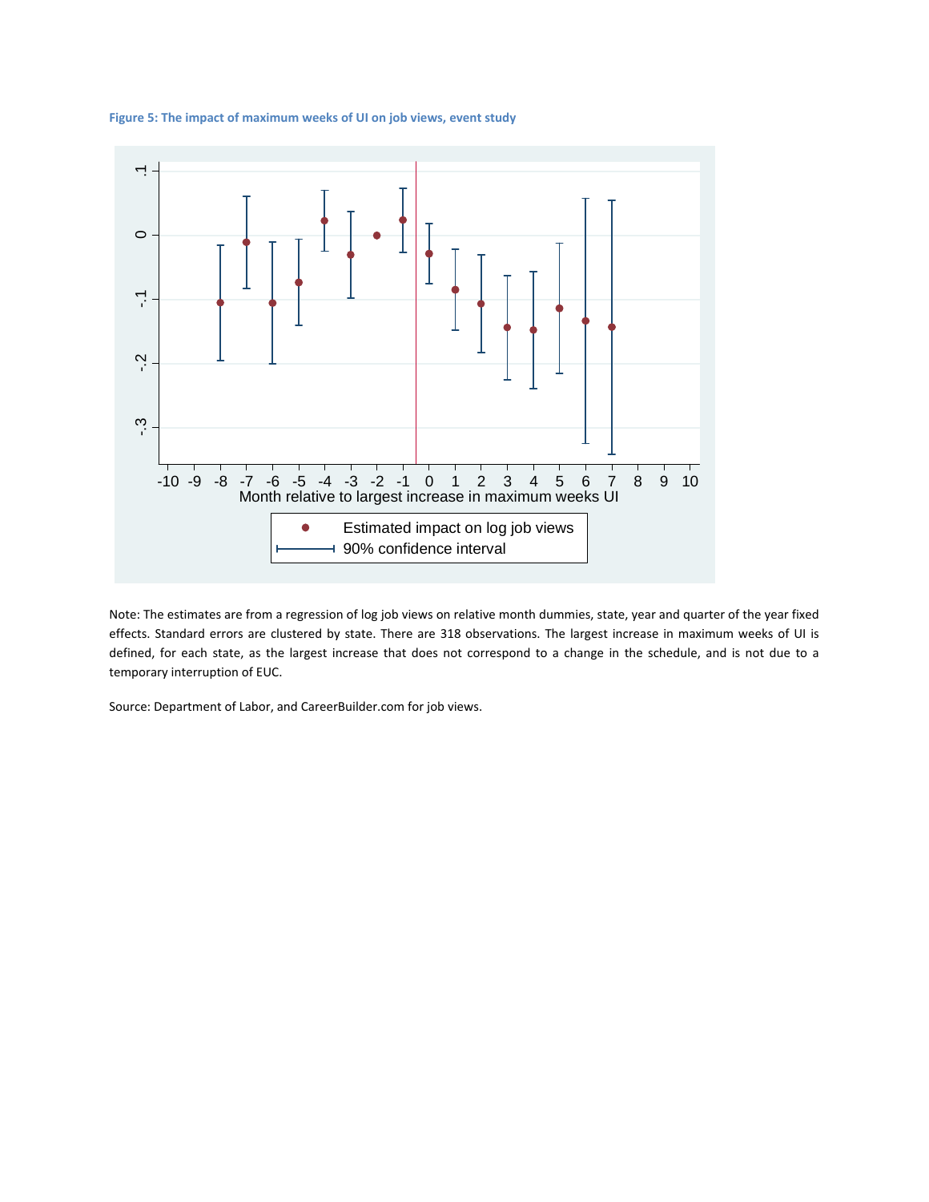**Figure 5: The impact of maximum weeks of UI on job views, event study**

Note: The estimates are from a regression of log job views on relative month dummies, state, year and quarter of the year fixed effects. Standard errors are clustered by state. There are 318 observations. The largest increase in maximum weeks of UI is defined, for each state, as the largest increase that does not correspond to a change in the schedule, and is not due to a temporary interruption of EUC.

Source: Department of Labor, and CareerBuilder.com for job views.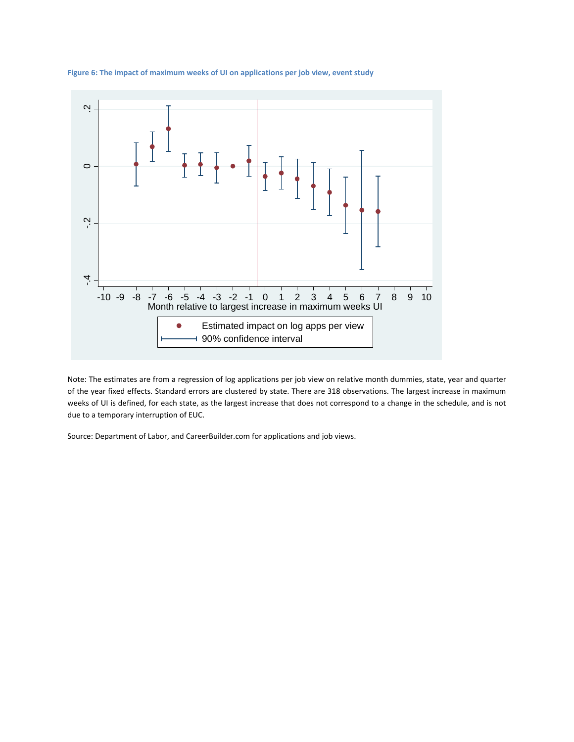**Figure 6: The impact of maximum weeks of UI on applications per job view, event study**

Note: The estimates are from a regression of log applications per job view on relative month dummies, state, year and quarter of the year fixed effects. Standard errors are clustered by state. There are 318 observations. The largest increase in maximum weeks of UI is defined, for each state, as the largest increase that does not correspond to a change in the schedule, and is not due to a temporary interruption of EUC.

Source: Department of Labor, and CareerBuilder.com for applications and job views.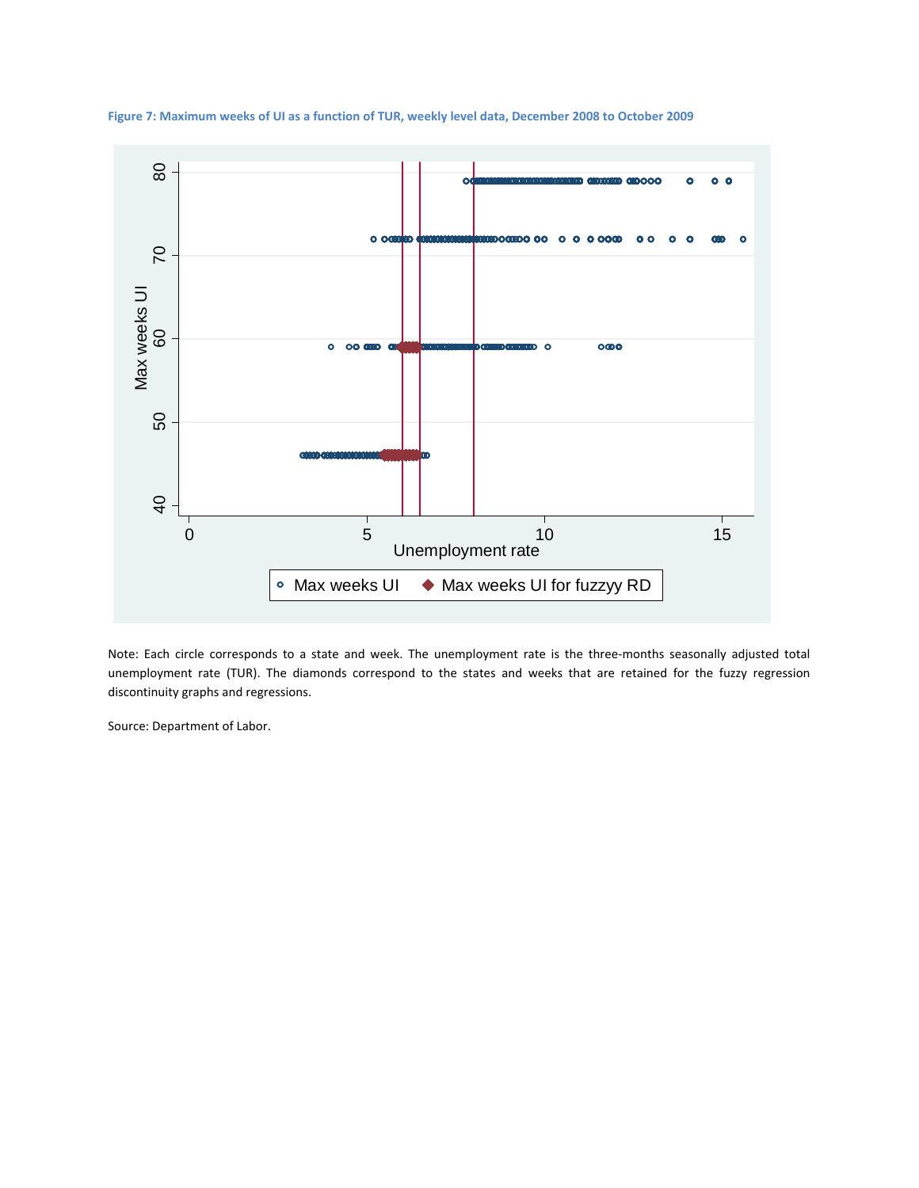**Figure 7: Maximum weeks of UI as a function of TUR, weekly level data, December 2008 to October 2009**

Note: Each circle corresponds to a state and week. The unemployment rate is the three-months seasonally adjusted total unemployment rate (TUR). The diamonds correspond to the states and weeks that are retained for the fuzzy regression discontinuity graphs and regressions.

Source: Department of Labor.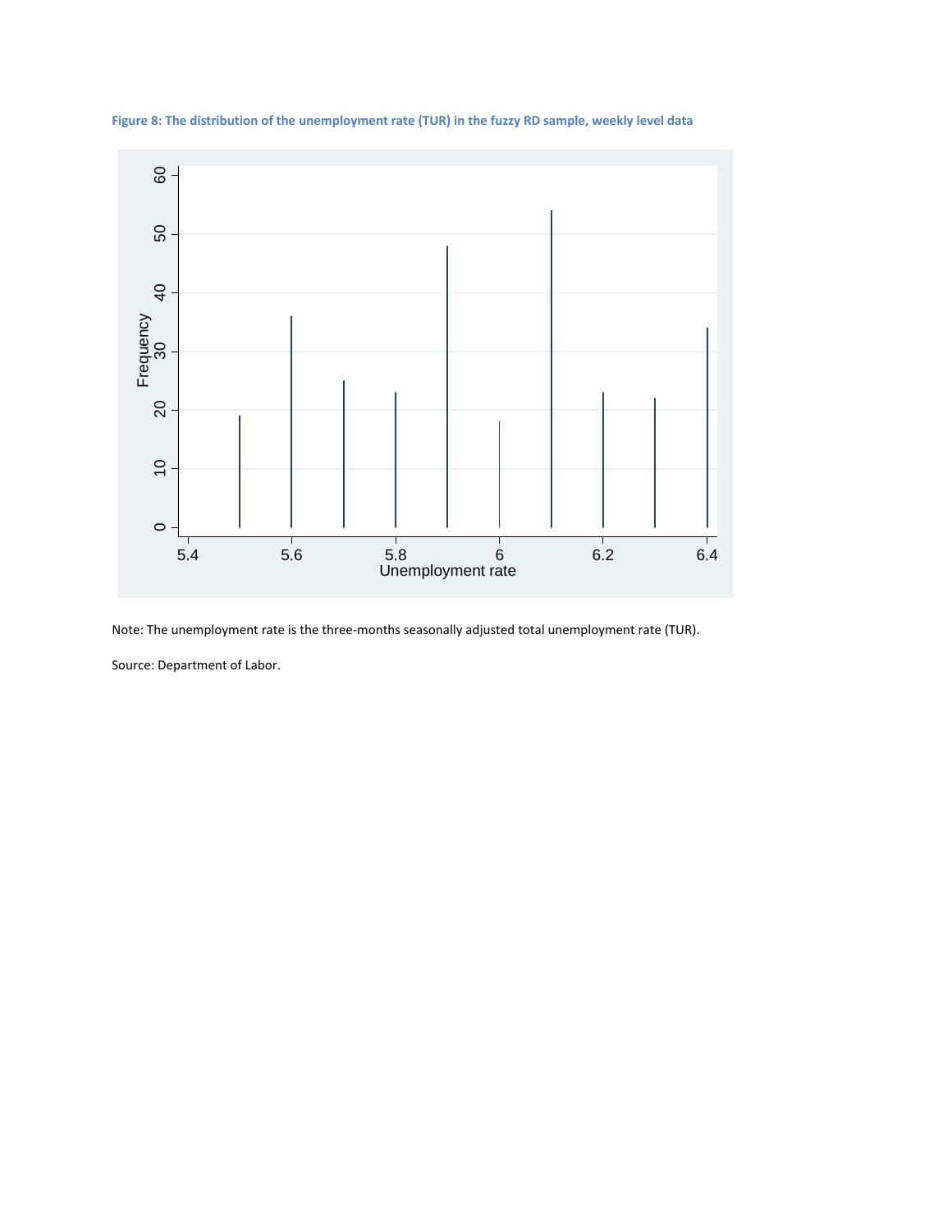**Figure 8: The distribution of the unemployment rate (TUR) in the fuzzy RD sample, weekly level data**

Note: The unemployment rate is the three-months seasonally adjusted total unemployment rate (TUR).

Source: Department of Labor.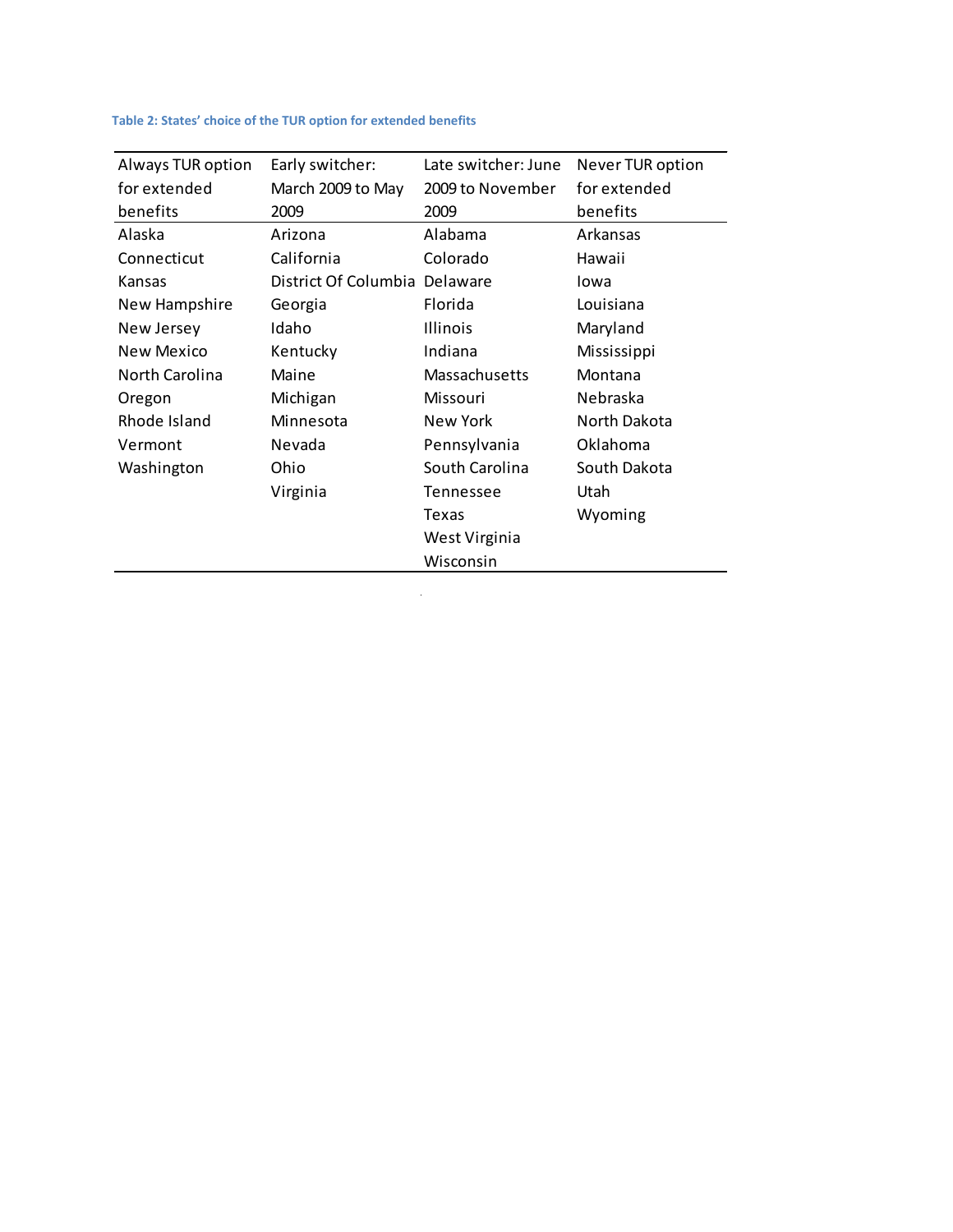**Table 2: States' choice of the TUR option for extended benefits**

| Always TUR option for extended benefits | Early switcher: March 2009 to May 2009 | Late switcher: June 2009 to November 2009 | Never TUR option for extended benefits |
|---|---|---|---|
| Alaska | Arizona | Alabama | Arkansas |
| Connecticut | California | Colorado | Hawaii |
| Kansas | District Of Columbia | Delaware | Iowa |
| New Hampshire | Georgia | Florida | Louisiana |
| New Jersey | Idaho | Illinois | Maryland |
| New Mexico | Kentucky | Indiana | Mississippi |
| North Carolina | Maine | Massachusetts | Montana |
| Oregon | Michigan | Missouri | Nebraska |
| Rhode Island | Minnesota | New York | North Dakota |
| Vermont | Nevada | Pennsylvania | Oklahoma |
| Washington | Ohio | South Carolina | South Dakota |
| | Virginia | Tennessee | Utah |
| | | Texas | Wyoming |
| | | West Virginia | |
| | | Wisconsin | |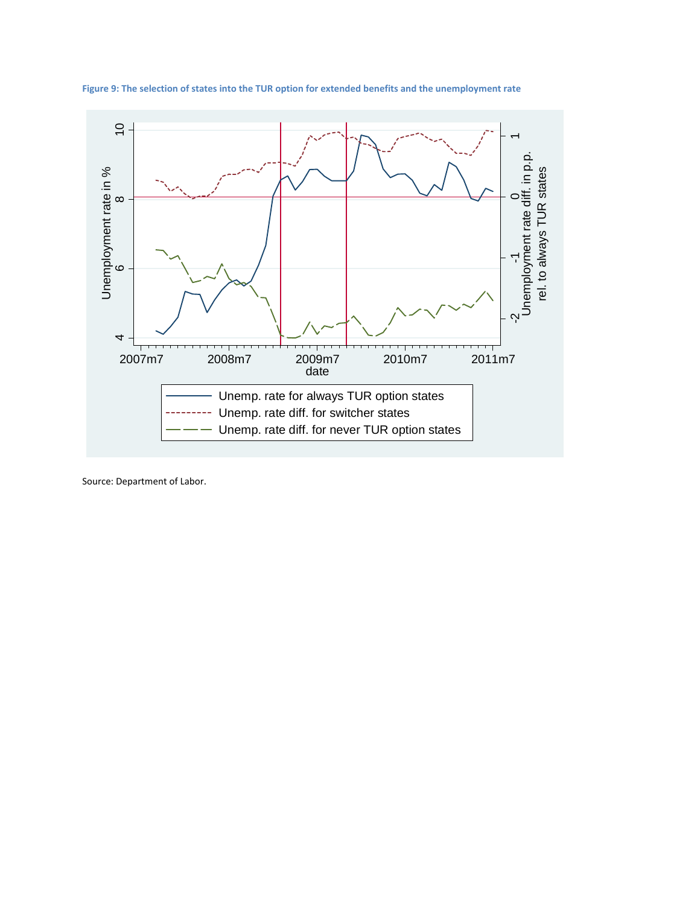**Figure 9: The selection of states into the TUR option for extended benefits and the unemployment rate**

Source: Department of Labor.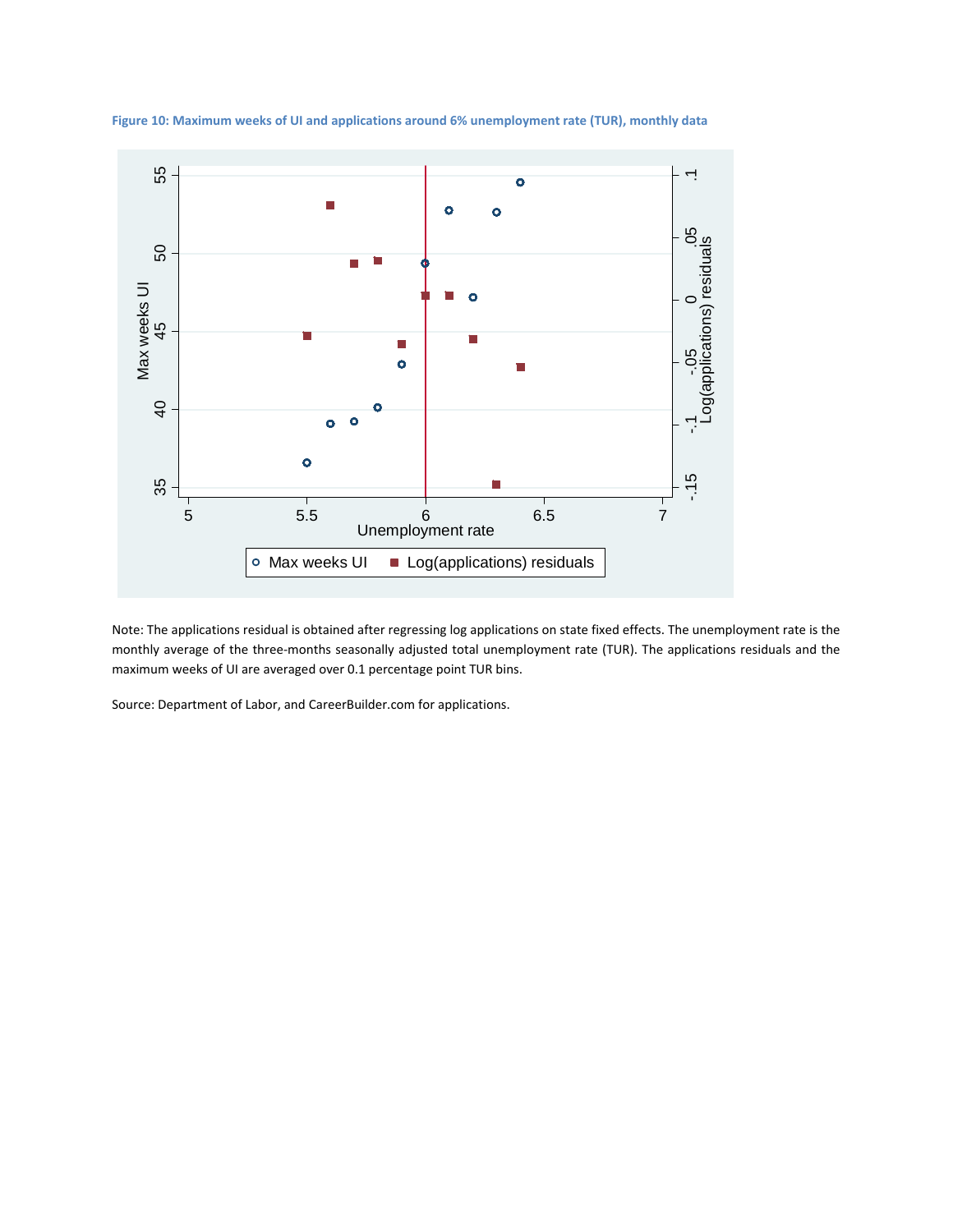**Figure 10: Maximum weeks of UI and applications around 6% unemployment rate (TUR), monthly data**

Note: The applications residual is obtained after regressing log applications on state fixed effects. The unemployment rate is the monthly average of the three-months seasonally adjusted total unemployment rate (TUR). The applications residuals and the maximum weeks of UI are averaged over 0.1 percentage point TUR bins.

Source: Department of Labor, and CareerBuilder.com for applications.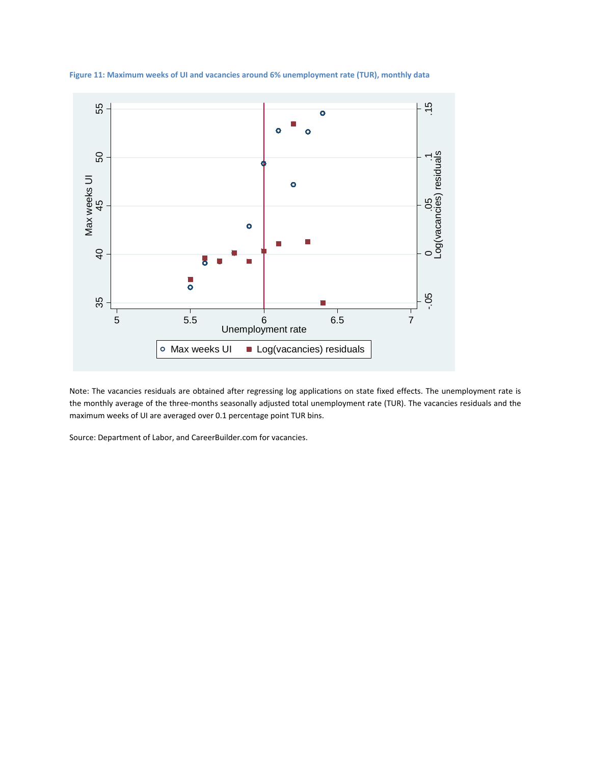**Figure 11: Maximum weeks of UI and vacancies around 6% unemployment rate (TUR), monthly data**

Note: The vacancies residuals are obtained after regressing log applications on state fixed effects. The unemployment rate is the monthly average of the three-months seasonally adjusted total unemployment rate (TUR). The vacancies residuals and the maximum weeks of UI are averaged over 0.1 percentage point TUR bins.

Source: Department of Labor, and CareerBuilder.com for vacancies.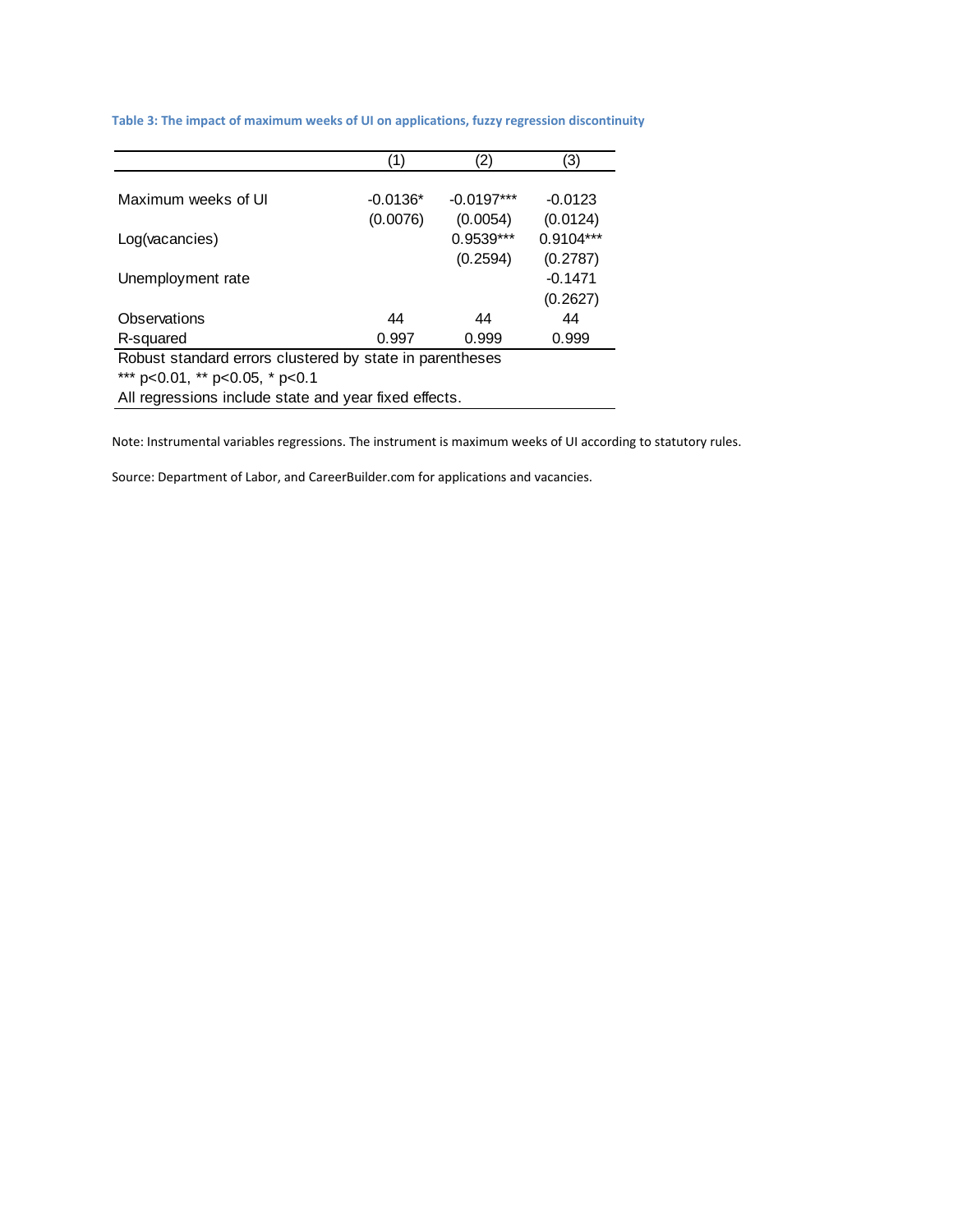**Table 3: The impact of maximum weeks of UI on applications, fuzzy regression discontinuity**

| | (1) | (2) | (3) |
|---|---|---|---|
| Maximum weeks of UI | -0.0136* | -0.0197*** | -0.0123 |
| | (0.0076) | (0.0054) | (0.0124) |
| Log(vacancies) | | 0.9539*** | 0.9104*** |
| | | (0.2594) | (0.2787) |
| Unemployment rate | | | -0.1471 |
| | | | (0.2627) |
| Observations | 44 | 44 | 44 |
| R-squared | 0.997 | 0.999 | 0.999 |

Robust standard errors clustered by state in parentheses

*** $p<0.01$, ** $p<0.05$, * $p<0.1$

All regressions include state and year fixed effects.

Note: Instrumental variables regressions. The instrument is maximum weeks of UI according to statutory rules.

Source: Department of Labor, and CareerBuilder.com for applications and vacancies.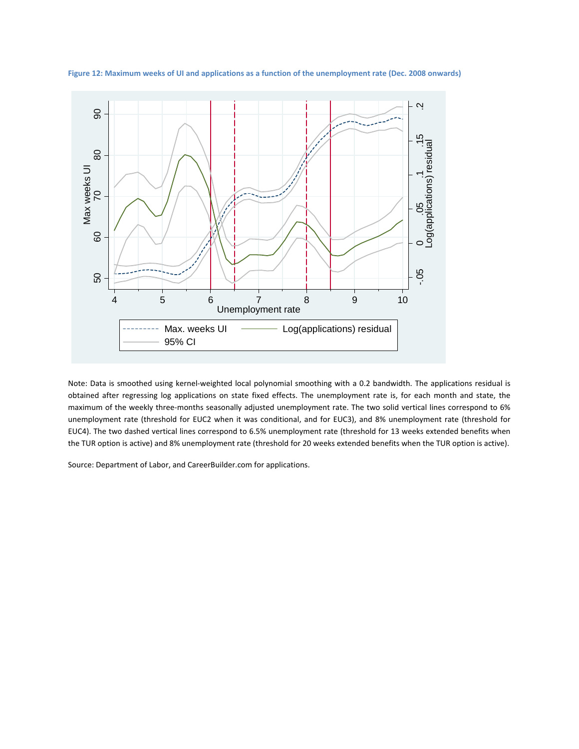**Figure 12: Maximum weeks of UI and applications as a function of the unemployment rate (Dec. 2008 onwards)**

Note: Data is smoothed using kernel-weighted local polynomial smoothing with a 0.2 bandwidth. The applications residual is obtained after regressing log applications on state fixed effects. The unemployment rate is, for each month and state, the maximum of the weekly three-months seasonally adjusted unemployment rate. The two solid vertical lines correspond to 6% unemployment rate (threshold for EUC2 when it was conditional, and for EUC3), and 8% unemployment rate (threshold for EUC4). The two dashed vertical lines correspond to 6.5% unemployment rate (threshold for 13 weeks extended benefits when the TUR option is active) and 8% unemployment rate (threshold for 20 weeks extended benefits when the TUR option is active).

Source: Department of Labor, and CareerBuilder.com for applications.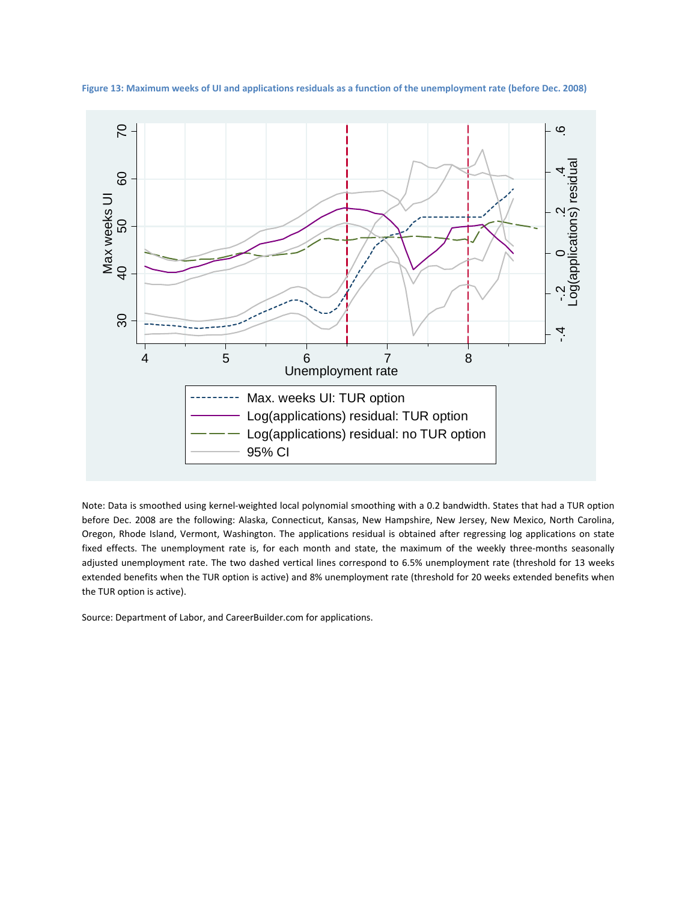**Figure 13: Maximum weeks of UI and applications residuals as a function of the unemployment rate (before Dec. 2008)**

Note: Data is smoothed using kernel-weighted local polynomial smoothing with a 0.2 bandwidth. States that had a TUR option before Dec. 2008 are the following: Alaska, Connecticut, Kansas, New Hampshire, New Jersey, New Mexico, North Carolina, Oregon, Rhode Island, Vermont, Washington. The applications residual is obtained after regressing log applications on state fixed effects. The unemployment rate is, for each month and state, the maximum of the weekly three-months seasonally adjusted unemployment rate. The two dashed vertical lines correspond to 6.5% unemployment rate (threshold for 13 weeks extended benefits when the TUR option is active) and 8% unemployment rate (threshold for 20 weeks extended benefits when the TUR option is active).

Source: Department of Labor, and CareerBuilder.com for applications.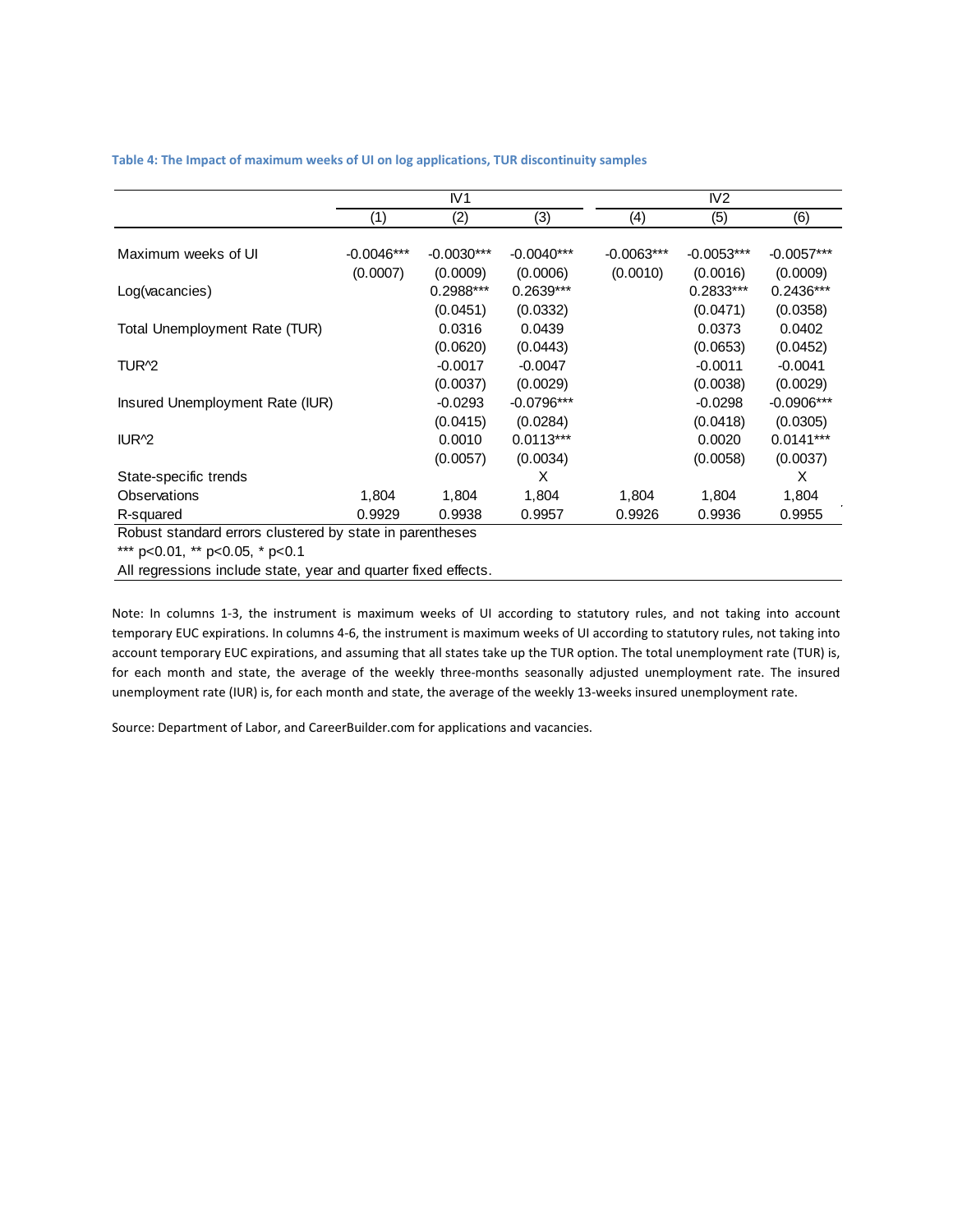**Table 4: The Impact of maximum weeks of UI on log applications, TUR discontinuity samples**

| | IV1 | | | IV2 | | |
|---|---|---|---|---|---|---|
| | (1) | (2) | (3) | (4) | (5) | (6) |
| Maximum weeks of UI | -0.0046*** | -0.0030*** | -0.0040*** | -0.0063*** | -0.0053*** | -0.0057*** |
| | (0.0007) | (0.0009) | (0.0006) | (0.0010) | (0.0016) | (0.0009) |
| Log(vacancies) | | 0.2988*** | 0.2639*** | | 0.2833*** | 0.2436*** |
| | | (0.0451) | (0.0332) | | (0.0471) | (0.0358) |
| Total Unemployment Rate (TUR) | | 0.0316 | 0.0439 | | 0.0373 | 0.0402 |
| | | (0.0620) | (0.0443) | | (0.0653) | (0.0452) |
| TUR^2 | | -0.0017 | -0.0047 | | -0.0011 | -0.0041 |
| | | (0.0037) | (0.0029) | | (0.0038) | (0.0029) |
| Insured Unemployment Rate (IUR) | | -0.0293 | -0.0796*** | | -0.0298 | -0.0906*** |
| | | (0.0415) | (0.0284) | | (0.0418) | (0.0305) |
| IUR^2 | | 0.0010 | 0.0113*** | | 0.0020 | 0.0141*** |
| | | (0.0057) | (0.0034) | | (0.0058) | (0.0037) |
| State-specific trends | | | X | | | X |
| Observations | 1,804 | 1,804 | 1,804 | 1,804 | 1,804 | 1,804 |
| R-squared | 0.9929 | 0.9938 | 0.9957 | 0.9926 | 0.9936 | 0.9955 |

Robust standard errors clustered by state in parentheses

*** p<0.01, ** p<0.05, * p<0.1

All regressions include state, year and quarter fixed effects.

Note: In columns 1-3, the instrument is maximum weeks of UI according to statutory rules, and not taking into account temporary EUC expirations. In columns 4-6, the instrument is maximum weeks of UI according to statutory rules, not taking into account temporary EUC expirations, and assuming that all states take up the TUR option. The total unemployment rate (TUR) is, for each month and state, the average of the weekly three-months seasonally adjusted unemployment rate. The insured unemployment rate (IUR) is, for each month and state, the average of the weekly 13-weeks insured unemployment rate.

Source: Department of Labor, and CareerBuilder.com for applications and vacancies.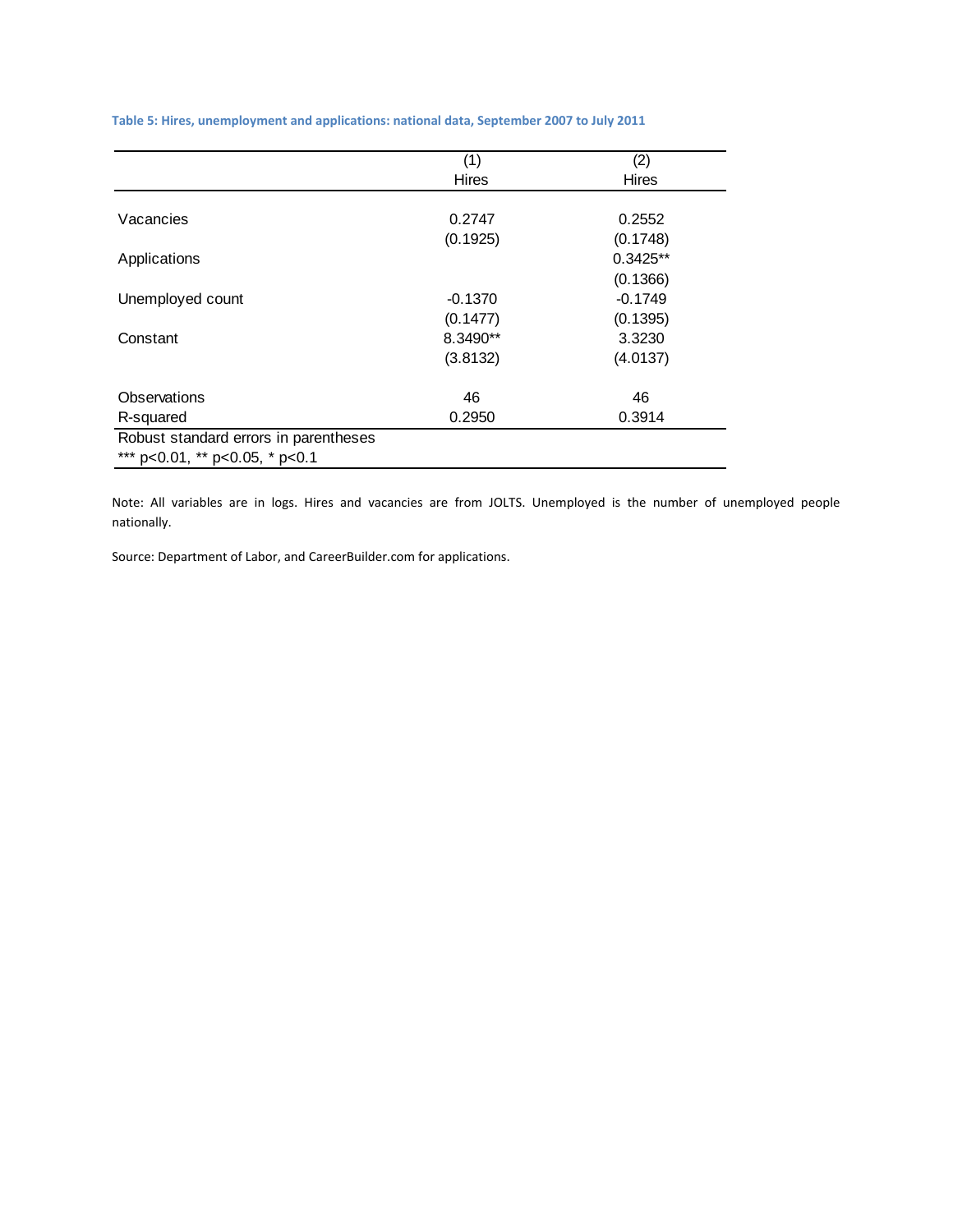**Table 5: Hires, unemployment and applications: national data, September 2007 to July 2011**

| | (1) | (2) |
|---|---|---|
| | Hires | Hires |
| Vacancies | 0.2747 | 0.2552 |
| | (0.1925) | (0.1748) |
| Applications | | 0.3425** |
| | | (0.1366) |
| Unemployed count | -0.1370 | -0.1749 |
| | (0.1477) | (0.1395) |
| Constant | 8.3490** | 3.3230 |
| | (3.8132) | (4.0137) |
| Observations | 46 | 46 |
| R-squared | 0.2950 | 0.3914 |

Robust standard errors in parentheses
*** p<0.01, ** p<0.05, * p<0.1

Note: All variables are in logs. Hires and vacancies are from JOLTS. Unemployed is the number of unemployed people nationally.

Source: Department of Labor, and CareerBuilder.com for applications.